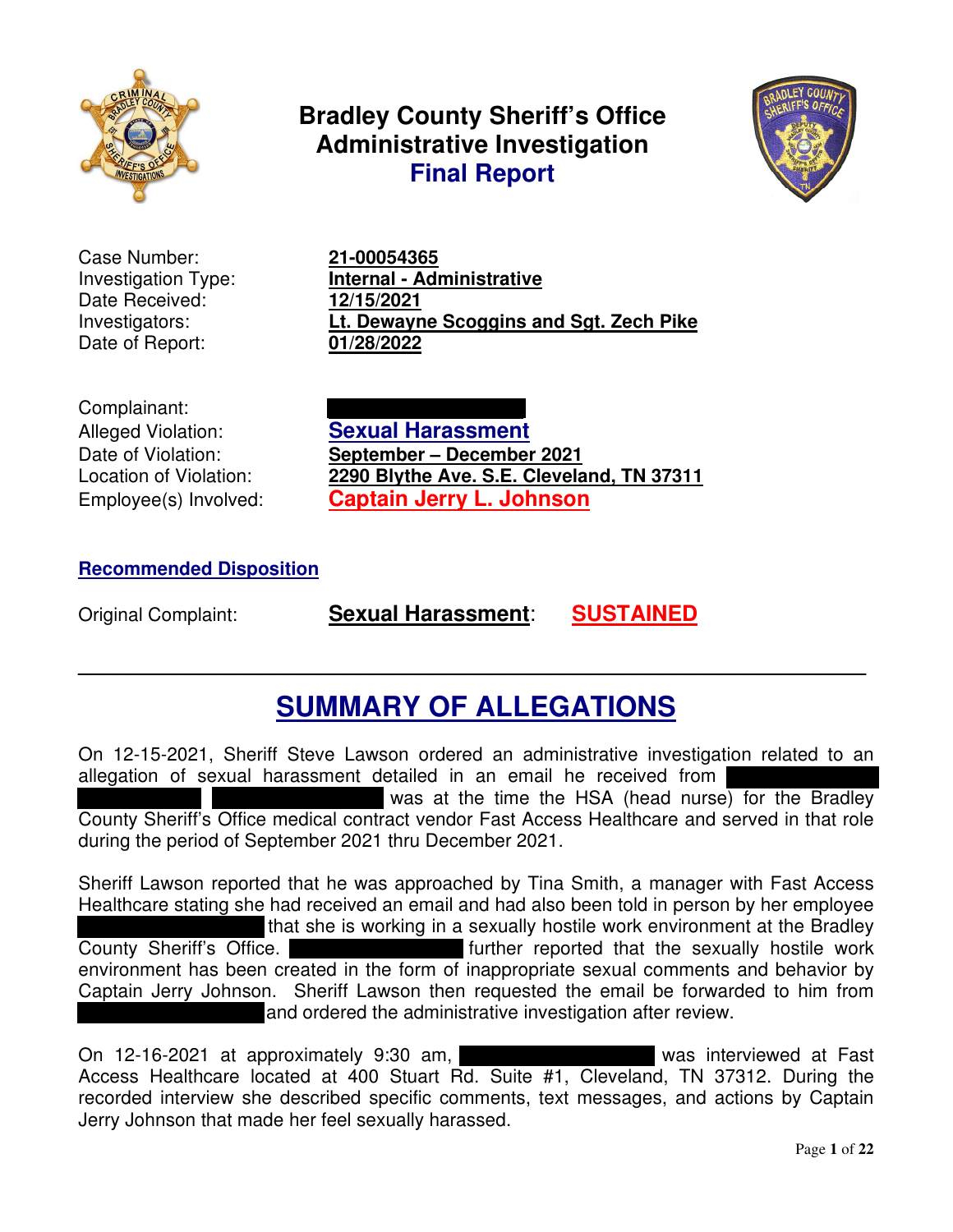# Bradley County Sheriff's Office Administrative Investigation
## Final Report

| | |
|---|---|
| Case Number: | **21-00054365** |
| Investigation Type: | **Internal - Administrative** |
| Date Received: | **12/15/2021** |
| Investigators: | **Lt. Dewayne Scoggins and Sgt. Zech Pike** |
| Date of Report: | **01/28/2022** |

| | |
|---|---|
| Complainant: | |
| Alleged Violation: | **Sexual Harassment** |
| Date of Violation: | **September – December 2021** |
| Location of Violation: | **2290 Blythe Ave. S.E. Cleveland, TN 37311** |
| Employee(s) Involved: | **Captain Jerry L. Johnson** |

### Recommended Disposition

Original Complaint: **Sexual Harassment**: **SUSTAINED**

---

## SUMMARY OF ALLEGATIONS

On 12-15-2021, Sheriff Steve Lawson ordered an administrative investigation related to an allegation of sexual harassment detailed in an email he received from was at the time the HSA (head nurse) for the Bradley County Sheriff's Office medical contract vendor Fast Access Healthcare and served in that role during the period of September 2021 thru December 2021.

Sheriff Lawson reported that he was approached by Tina Smith, a manager with Fast Access Healthcare stating she had received an email and had also been told in person by her employee that she is working in a sexually hostile work environment at the Bradley County Sheriff's Office. further reported that the sexually hostile work environment has been created in the form of inappropriate sexual comments and behavior by Captain Jerry Johnson. Sheriff Lawson then requested the email be forwarded to him from and ordered the administrative investigation after review.

On 12-16-2021 at approximately 9:30 am, was interviewed at Fast Access Healthcare located at 400 Stuart Rd. Suite #1, Cleveland, TN 37312. During the recorded interview she described specific comments, text messages, and actions by Captain Jerry Johnson that made her feel sexually harassed.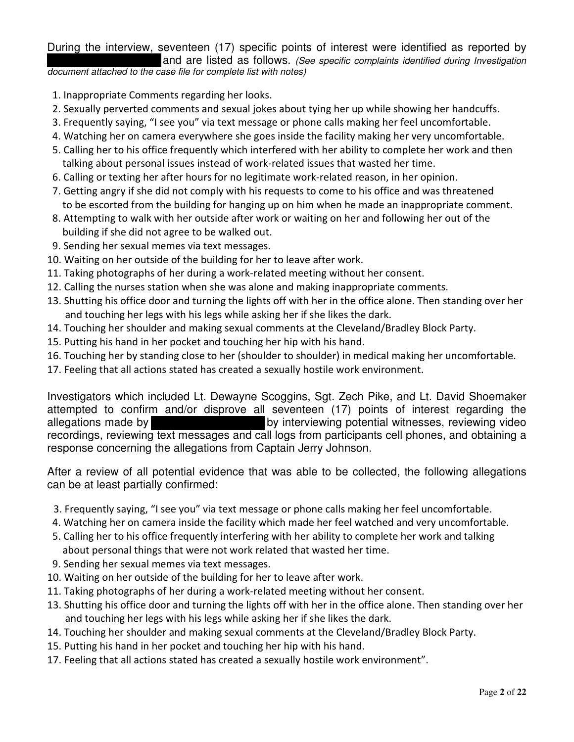During the interview, seventeen (17) specific points of interest were identified as reported by ██████████ and are listed as follows. *(See specific complaints identified during Investigation document attached to the case file for complete list with notes)*

1. Inappropriate Comments regarding her looks.
2. Sexually perverted comments and sexual jokes about tying her up while showing her handcuffs.
3. Frequently saying, "I see you" via text message or phone calls making her feel uncomfortable.
4. Watching her on camera everywhere she goes inside the facility making her very uncomfortable.
5. Calling her to his office frequently which interfered with her ability to complete her work and then talking about personal issues instead of work-related issues that wasted her time.
6. Calling or texting her after hours for no legitimate work-related reason, in her opinion.
7. Getting angry if she did not comply with his requests to come to his office and was threatened to be escorted from the building for hanging up on him when he made an inappropriate comment.
8. Attempting to walk with her outside after work or waiting on her and following her out of the building if she did not agree to be walked out.
9. Sending her sexual memes via text messages.
10. Waiting on her outside of the building for her to leave after work.
11. Taking photographs of her during a work-related meeting without her consent.
12. Calling the nurses station when she was alone and making inappropriate comments.
13. Shutting his office door and turning the lights off with her in the office alone. Then standing over her and touching her legs with his legs while asking her if she likes the dark.
14. Touching her shoulder and making sexual comments at the Cleveland/Bradley Block Party.
15. Putting his hand in her pocket and touching her hip with his hand.
16. Touching her by standing close to her (shoulder to shoulder) in medical making her uncomfortable.
17. Feeling that all actions stated has created a sexually hostile work environment.

Investigators which included Lt. Dewayne Scoggins, Sgt. Zech Pike, and Lt. David Shoemaker attempted to confirm and/or disprove all seventeen (17) points of interest regarding the allegations made by ██████████ by interviewing potential witnesses, reviewing video recordings, reviewing text messages and call logs from participants cell phones, and obtaining a response concerning the allegations from Captain Jerry Johnson.

After a review of all potential evidence that was able to be collected, the following allegations can be at least partially confirmed:

3. Frequently saying, "I see you" via text message or phone calls making her feel uncomfortable.
4. Watching her on camera inside the facility which made her feel watched and very uncomfortable.
5. Calling her to his office frequently interfering with her ability to complete her work and talking about personal things that were not work related that wasted her time.
9. Sending her sexual memes via text messages.
10. Waiting on her outside of the building for her to leave after work.
11. Taking photographs of her during a work-related meeting without her consent.
13. Shutting his office door and turning the lights off with her in the office alone. Then standing over her and touching her legs with his legs while asking her if she likes the dark.
14. Touching her shoulder and making sexual comments at the Cleveland/Bradley Block Party.
15. Putting his hand in her pocket and touching her hip with his hand.
17. Feeling that all actions stated has created a sexually hostile work environment".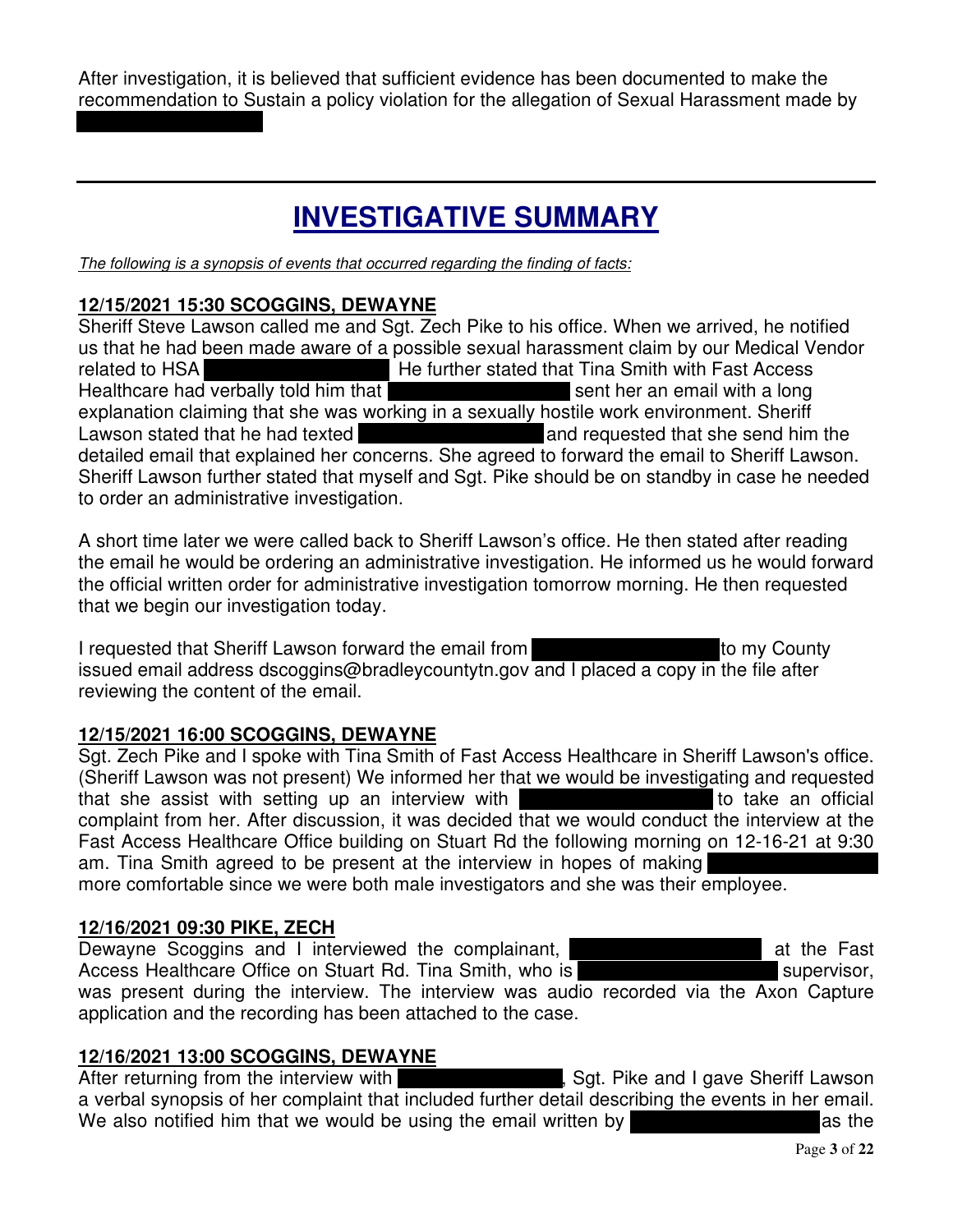After investigation, it is believed that sufficient evidence has been documented to make the recommendation to Sustain a policy violation for the allegation of Sexual Harassment made by [REDACTED]

---

# INVESTIGATIVE SUMMARY

*The following is a synopsis of events that occurred regarding the finding of facts:*

**12/15/2021 15:30 SCOGGINS, DEWAYNE**

Sheriff Steve Lawson called me and Sgt. Zech Pike to his office. When we arrived, he notified us that he had been made aware of a possible sexual harassment claim by our Medical Vendor related to HSA [REDACTED] He further stated that Tina Smith with Fast Access Healthcare had verbally told him that [REDACTED] sent her an email with a long explanation claiming that she was working in a sexually hostile work environment. Sheriff Lawson stated that he had texted [REDACTED] and requested that she send him the detailed email that explained her concerns. She agreed to forward the email to Sheriff Lawson. Sheriff Lawson further stated that myself and Sgt. Pike should be on standby in case he needed to order an administrative investigation.

A short time later we were called back to Sheriff Lawson's office. He then stated after reading the email he would be ordering an administrative investigation. He informed us he would forward the official written order for administrative investigation tomorrow morning. He then requested that we begin our investigation today.

I requested that Sheriff Lawson forward the email from [REDACTED] to my County issued email address dscoggins@bradleycountytn.gov and I placed a copy in the file after reviewing the content of the email.

**12/15/2021 16:00 SCOGGINS, DEWAYNE**

Sgt. Zech Pike and I spoke with Tina Smith of Fast Access Healthcare in Sheriff Lawson's office. (Sheriff Lawson was not present) We informed her that we would be investigating and requested that she assist with setting up an interview with [REDACTED] to take an official complaint from her. After discussion, it was decided that we would conduct the interview at the Fast Access Healthcare Office building on Stuart Rd the following morning on 12-16-21 at 9:30 am. Tina Smith agreed to be present at the interview in hopes of making [REDACTED] more comfortable since we were both male investigators and she was their employee.

**12/16/2021 09:30 PIKE, ZECH**

Dewayne Scoggins and I interviewed the complainant, [REDACTED] at the Fast Access Healthcare Office on Stuart Rd. Tina Smith, who is [REDACTED] supervisor, was present during the interview. The interview was audio recorded via the Axon Capture application and the recording has been attached to the case.

**12/16/2021 13:00 SCOGGINS, DEWAYNE**

After returning from the interview with [REDACTED], Sgt. Pike and I gave Sheriff Lawson a verbal synopsis of her complaint that included further detail describing the events in her email. We also notified him that we would be using the email written by [REDACTED] as the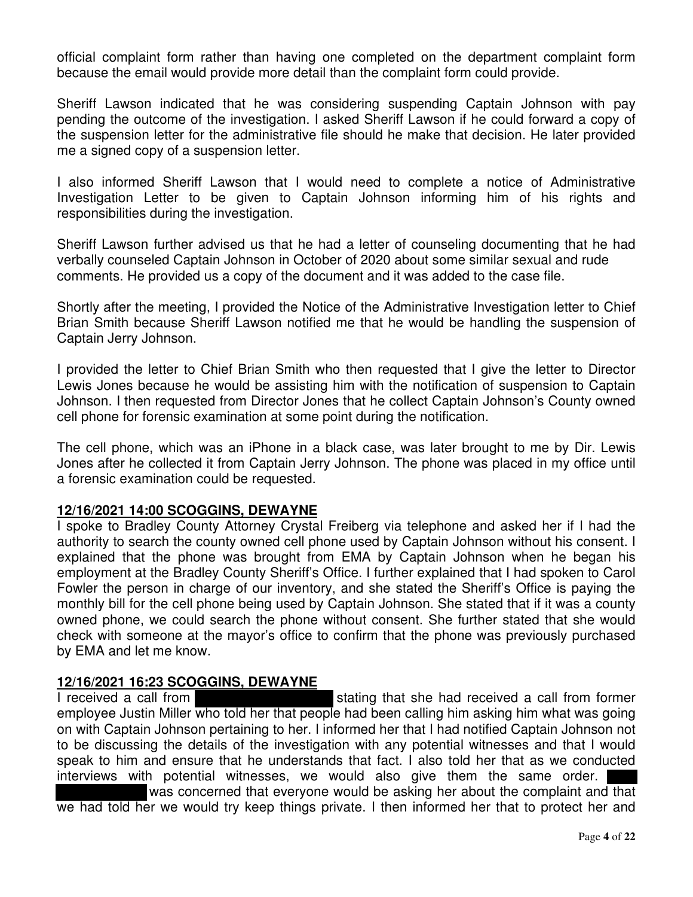official complaint form rather than having one completed on the department complaint form because the email would provide more detail than the complaint form could provide.

Sheriff Lawson indicated that he was considering suspending Captain Johnson with pay pending the outcome of the investigation. I asked Sheriff Lawson if he could forward a copy of the suspension letter for the administrative file should he make that decision. He later provided me a signed copy of a suspension letter.

I also informed Sheriff Lawson that I would need to complete a notice of Administrative Investigation Letter to be given to Captain Johnson informing him of his rights and responsibilities during the investigation.

Sheriff Lawson further advised us that he had a letter of counseling documenting that he had verbally counseled Captain Johnson in October of 2020 about some similar sexual and rude comments. He provided us a copy of the document and it was added to the case file.

Shortly after the meeting, I provided the Notice of the Administrative Investigation letter to Chief Brian Smith because Sheriff Lawson notified me that he would be handling the suspension of Captain Jerry Johnson.

I provided the letter to Chief Brian Smith who then requested that I give the letter to Director Lewis Jones because he would be assisting him with the notification of suspension to Captain Johnson. I then requested from Director Jones that he collect Captain Johnson's County owned cell phone for forensic examination at some point during the notification.

The cell phone, which was an iPhone in a black case, was later brought to me by Dir. Lewis Jones after he collected it from Captain Jerry Johnson. The phone was placed in my office until a forensic examination could be requested.

**12/16/2021 14:00 SCOGGINS, DEWAYNE**

I spoke to Bradley County Attorney Crystal Freiberg via telephone and asked her if I had the authority to search the county owned cell phone used by Captain Johnson without his consent. I explained that the phone was brought from EMA by Captain Johnson when he began his employment at the Bradley County Sheriff's Office. I further explained that I had spoken to Carol Fowler the person in charge of our inventory, and she stated the Sheriff's Office is paying the monthly bill for the cell phone being used by Captain Johnson. She stated that if it was a county owned phone, we could search the phone without consent. She further stated that she would check with someone at the mayor's office to confirm that the phone was previously purchased by EMA and let me know.

**12/16/2021 16:23 SCOGGINS, DEWAYNE**

I received a call from [REDACTED] stating that she had received a call from former employee Justin Miller who told her that people had been calling him asking him what was going on with Captain Johnson pertaining to her. I informed her that I had notified Captain Johnson not to be discussing the details of the investigation with any potential witnesses and that I would speak to him and ensure that he understands that fact. I also told her that as we conducted interviews with potential witnesses, we would also give them the same order. [REDACTED] was concerned that everyone would be asking her about the complaint and that we had told her we would try keep things private. I then informed her that to protect her and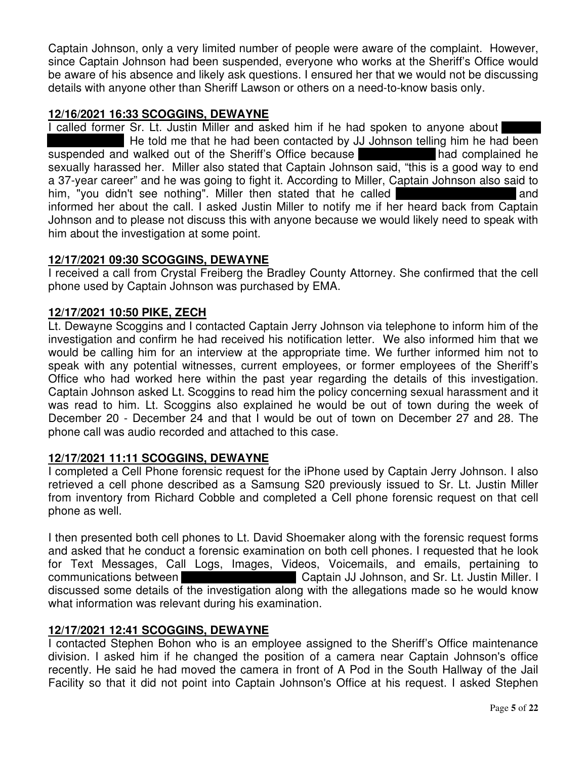Captain Johnson, only a very limited number of people were aware of the complaint. However, since Captain Johnson had been suspended, everyone who works at the Sheriff's Office would be aware of his absence and likely ask questions. I ensured her that we would not be discussing details with anyone other than Sheriff Lawson or others on a need-to-know basis only.

**12/16/2021 16:33 SCOGGINS, DEWAYNE**

I called former Sr. Lt. Justin Miller and asked him if he had spoken to anyone about [REDACTED] He told me that he had been contacted by JJ Johnson telling him he had been suspended and walked out of the Sheriff's Office because [REDACTED] had complained he sexually harassed her. Miller also stated that Captain Johnson said, "this is a good way to end a 37-year career" and he was going to fight it. According to Miller, Captain Johnson also said to him, "you didn't see nothing". Miller then stated that he called [REDACTED] and informed her about the call. I asked Justin Miller to notify me if her heard back from Captain Johnson and to please not discuss this with anyone because we would likely need to speak with him about the investigation at some point.

**12/17/2021 09:30 SCOGGINS, DEWAYNE**

I received a call from Crystal Freiberg the Bradley County Attorney. She confirmed that the cell phone used by Captain Johnson was purchased by EMA.

**12/17/2021 10:50 PIKE, ZECH**

Lt. Dewayne Scoggins and I contacted Captain Jerry Johnson via telephone to inform him of the investigation and confirm he had received his notification letter. We also informed him that we would be calling him for an interview at the appropriate time. We further informed him not to speak with any potential witnesses, current employees, or former employees of the Sheriff's Office who had worked here within the past year regarding the details of this investigation. Captain Johnson asked Lt. Scoggins to read him the policy concerning sexual harassment and it was read to him. Lt. Scoggins also explained he would be out of town during the week of December 20 - December 24 and that I would be out of town on December 27 and 28. The phone call was audio recorded and attached to this case.

**12/17/2021 11:11 SCOGGINS, DEWAYNE**

I completed a Cell Phone forensic request for the iPhone used by Captain Jerry Johnson. I also retrieved a cell phone described as a Samsung S20 previously issued to Sr. Lt. Justin Miller from inventory from Richard Cobble and completed a Cell phone forensic request on that cell phone as well.

I then presented both cell phones to Lt. David Shoemaker along with the forensic request forms and asked that he conduct a forensic examination on both cell phones. I requested that he look for Text Messages, Call Logs, Images, Videos, Voicemails, and emails, pertaining to communications between [REDACTED] Captain JJ Johnson, and Sr. Lt. Justin Miller. I discussed some details of the investigation along with the allegations made so he would know what information was relevant during his examination.

**12/17/2021 12:41 SCOGGINS, DEWAYNE**

I contacted Stephen Bohon who is an employee assigned to the Sheriff's Office maintenance division. I asked him if he changed the position of a camera near Captain Johnson's office recently. He said he had moved the camera in front of A Pod in the South Hallway of the Jail Facility so that it did not point into Captain Johnson's Office at his request. I asked Stephen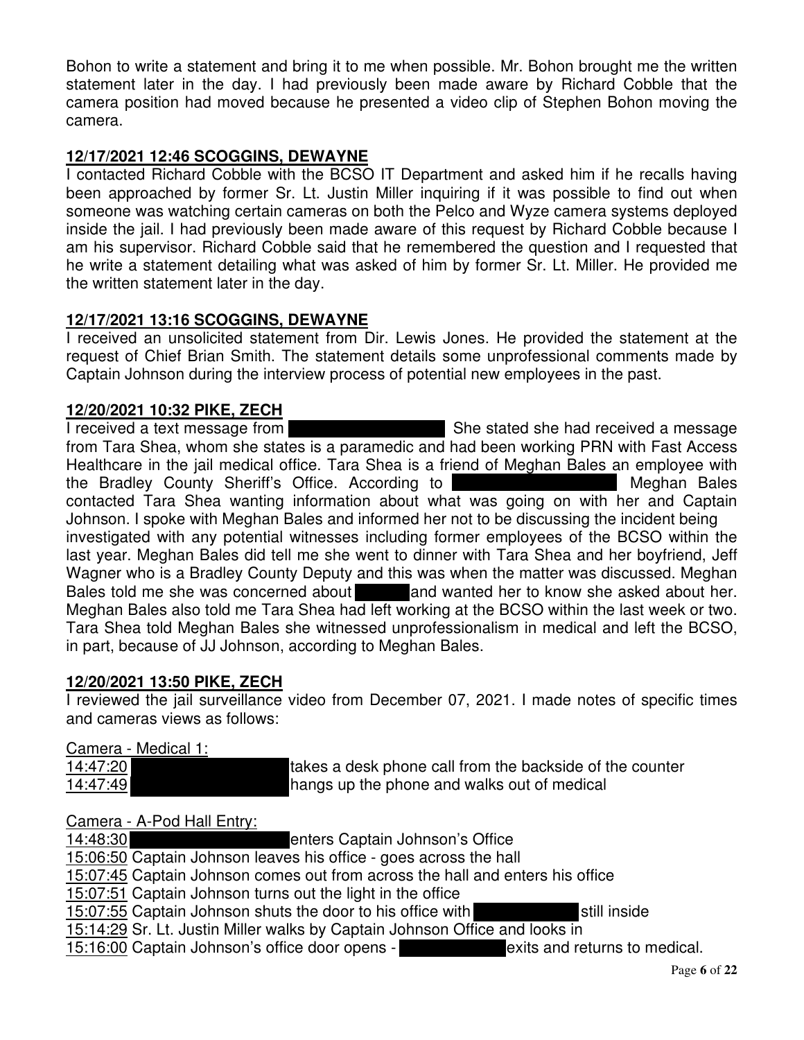Bohon to write a statement and bring it to me when possible. Mr. Bohon brought me the written statement later in the day. I had previously been made aware by Richard Cobble that the camera position had moved because he presented a video clip of Stephen Bohon moving the camera.

**12/17/2021 12:46 SCOGGINS, DEWAYNE**

I contacted Richard Cobble with the BCSO IT Department and asked him if he recalls having been approached by former Sr. Lt. Justin Miller inquiring if it was possible to find out when someone was watching certain cameras on both the Pelco and Wyze camera systems deployed inside the jail. I had previously been made aware of this request by Richard Cobble because I am his supervisor. Richard Cobble said that he remembered the question and I requested that he write a statement detailing what was asked of him by former Sr. Lt. Miller. He provided me the written statement later in the day.

**12/17/2021 13:16 SCOGGINS, DEWAYNE**

I received an unsolicited statement from Dir. Lewis Jones. He provided the statement at the request of Chief Brian Smith. The statement details some unprofessional comments made by Captain Johnson during the interview process of potential new employees in the past.

**12/20/2021 10:32 PIKE, ZECH**

I received a text message from [REDACTED] She stated she had received a message from Tara Shea, whom she states is a paramedic and had been working PRN with Fast Access Healthcare in the jail medical office. Tara Shea is a friend of Meghan Bales an employee with the Bradley County Sheriff's Office. According to [REDACTED] Meghan Bales contacted Tara Shea wanting information about what was going on with her and Captain Johnson. I spoke with Meghan Bales and informed her not to be discussing the incident being investigated with any potential witnesses including former employees of the BCSO within the last year. Meghan Bales did tell me she went to dinner with Tara Shea and her boyfriend, Jeff Wagner who is a Bradley County Deputy and this was when the matter was discussed. Meghan Bales told me she was concerned about [REDACTED] and wanted her to know she asked about her. Meghan Bales also told me Tara Shea had left working at the BCSO within the last week or two. Tara Shea told Meghan Bales she witnessed unprofessionalism in medical and left the BCSO, in part, because of JJ Johnson, according to Meghan Bales.

**12/20/2021 13:50 PIKE, ZECH**

I reviewed the jail surveillance video from December 07, 2021. I made notes of specific times and cameras views as follows:

Camera - Medical 1:

14:47:20 [REDACTED] takes a desk phone call from the backside of the counter
14:47:49 [REDACTED] hangs up the phone and walks out of medical

Camera - A-Pod Hall Entry:

14:48:30 [REDACTED] enters Captain Johnson's Office
15:06:50 Captain Johnson leaves his office - goes across the hall
15:07:45 Captain Johnson comes out from across the hall and enters his office
15:07:51 Captain Johnson turns out the light in the office
15:07:55 Captain Johnson shuts the door to his office with [REDACTED] still inside
15:14:29 Sr. Lt. Justin Miller walks by Captain Johnson Office and looks in
15:16:00 Captain Johnson's office door opens - [REDACTED] exits and returns to medical.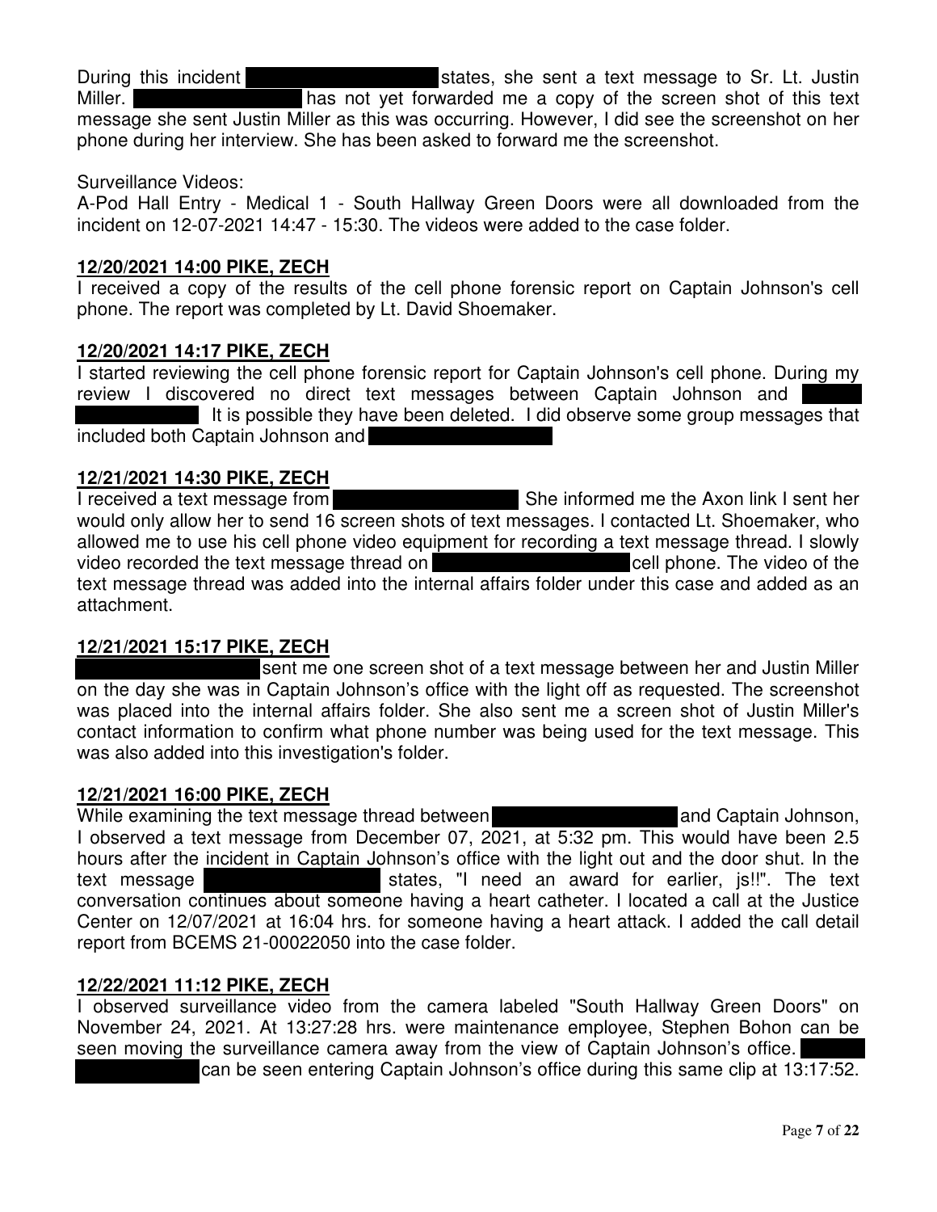During this incident [REDACTED] states, she sent a text message to Sr. Lt. Justin Miller. [REDACTED] has not yet forwarded me a copy of the screen shot of this text message she sent Justin Miller as this was occurring. However, I did see the screenshot on her phone during her interview. She has been asked to forward me the screenshot.

Surveillance Videos:
A-Pod Hall Entry - Medical 1 - South Hallway Green Doors were all downloaded from the incident on 12-07-2021 14:47 - 15:30. The videos were added to the case folder.

**12/20/2021 14:00 PIKE, ZECH**

I received a copy of the results of the cell phone forensic report on Captain Johnson's cell phone. The report was completed by Lt. David Shoemaker.

**12/20/2021 14:17 PIKE, ZECH**

I started reviewing the cell phone forensic report for Captain Johnson's cell phone. During my review I discovered no direct text messages between Captain Johnson and [REDACTED]. It is possible they have been deleted. I did observe some group messages that included both Captain Johnson and [REDACTED]

**12/21/2021 14:30 PIKE, ZECH**

I received a text message from [REDACTED] She informed me the Axon link I sent her would only allow her to send 16 screen shots of text messages. I contacted Lt. Shoemaker, who allowed me to use his cell phone video equipment for recording a text message thread. I slowly video recorded the text message thread on [REDACTED] cell phone. The video of the text message thread was added into the internal affairs folder under this case and added as an attachment.

**12/21/2021 15:17 PIKE, ZECH**

[REDACTED] sent me one screen shot of a text message between her and Justin Miller on the day she was in Captain Johnson's office with the light off as requested. The screenshot was placed into the internal affairs folder. She also sent me a screen shot of Justin Miller's contact information to confirm what phone number was being used for the text message. This was also added into this investigation's folder.

**12/21/2021 16:00 PIKE, ZECH**

While examining the text message thread between [REDACTED] and Captain Johnson, I observed a text message from December 07, 2021, at 5:32 pm. This would have been 2.5 hours after the incident in Captain Johnson's office with the light out and the door shut. In the text message [REDACTED] states, "I need an award for earlier, js!!". The text conversation continues about someone having a heart catheter. I located a call at the Justice Center on 12/07/2021 at 16:04 hrs. for someone having a heart attack. I added the call detail report from BCEMS 21-00022050 into the case folder.

**12/22/2021 11:12 PIKE, ZECH**

I observed surveillance video from the camera labeled "South Hallway Green Doors" on November 24, 2021. At 13:27:28 hrs. were maintenance employee, Stephen Bohon can be seen moving the surveillance camera away from the view of Captain Johnson's office. [REDACTED] can be seen entering Captain Johnson's office during this same clip at 13:17:52.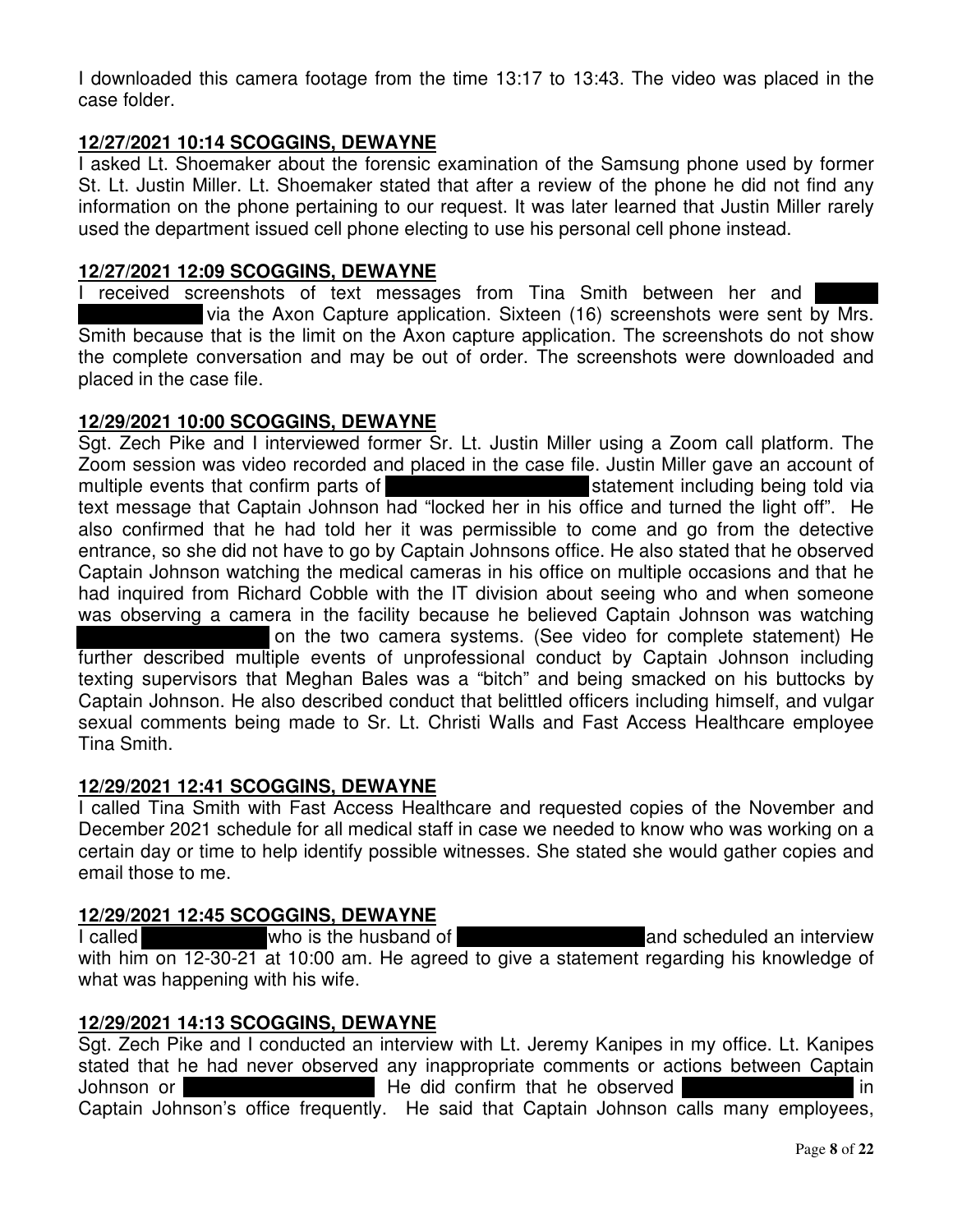I downloaded this camera footage from the time 13:17 to 13:43. The video was placed in the case folder.

**12/27/2021 10:14 SCOGGINS, DEWAYNE**

I asked Lt. Shoemaker about the forensic examination of the Samsung phone used by former St. Lt. Justin Miller. Lt. Shoemaker stated that after a review of the phone he did not find any information on the phone pertaining to our request. It was later learned that Justin Miller rarely used the department issued cell phone electing to use his personal cell phone instead.

**12/27/2021 12:09 SCOGGINS, DEWAYNE**

I received screenshots of text messages from Tina Smith between her and [REDACTED] via the Axon Capture application. Sixteen (16) screenshots were sent by Mrs. Smith because that is the limit on the Axon capture application. The screenshots do not show the complete conversation and may be out of order. The screenshots were downloaded and placed in the case file.

**12/29/2021 10:00 SCOGGINS, DEWAYNE**

Sgt. Zech Pike and I interviewed former Sr. Lt. Justin Miller using a Zoom call platform. The Zoom session was video recorded and placed in the case file. Justin Miller gave an account of multiple events that confirm parts of [REDACTED] statement including being told via text message that Captain Johnson had "locked her in his office and turned the light off". He also confirmed that he had told her it was permissible to come and go from the detective entrance, so she did not have to go by Captain Johnsons office. He also stated that he observed Captain Johnson watching the medical cameras in his office on multiple occasions and that he had inquired from Richard Cobble with the IT division about seeing who and when someone was observing a camera in the facility because he believed Captain Johnson was watching [REDACTED] on the two camera systems. (See video for complete statement) He further described multiple events of unprofessional conduct by Captain Johnson including texting supervisors that Meghan Bales was a "bitch" and being smacked on his buttocks by Captain Johnson. He also described conduct that belittled officers including himself, and vulgar sexual comments being made to Sr. Lt. Christi Walls and Fast Access Healthcare employee Tina Smith.

**12/29/2021 12:41 SCOGGINS, DEWAYNE**

I called Tina Smith with Fast Access Healthcare and requested copies of the November and December 2021 schedule for all medical staff in case we needed to know who was working on a certain day or time to help identify possible witnesses. She stated she would gather copies and email those to me.

**12/29/2021 12:45 SCOGGINS, DEWAYNE**

I called [REDACTED] who is the husband of [REDACTED] and scheduled an interview with him on 12-30-21 at 10:00 am. He agreed to give a statement regarding his knowledge of what was happening with his wife.

**12/29/2021 14:13 SCOGGINS, DEWAYNE**

Sgt. Zech Pike and I conducted an interview with Lt. Jeremy Kanipes in my office. Lt. Kanipes stated that he had never observed any inappropriate comments or actions between Captain Johnson or [REDACTED] He did confirm that he observed [REDACTED] in Captain Johnson's office frequently. He said that Captain Johnson calls many employees,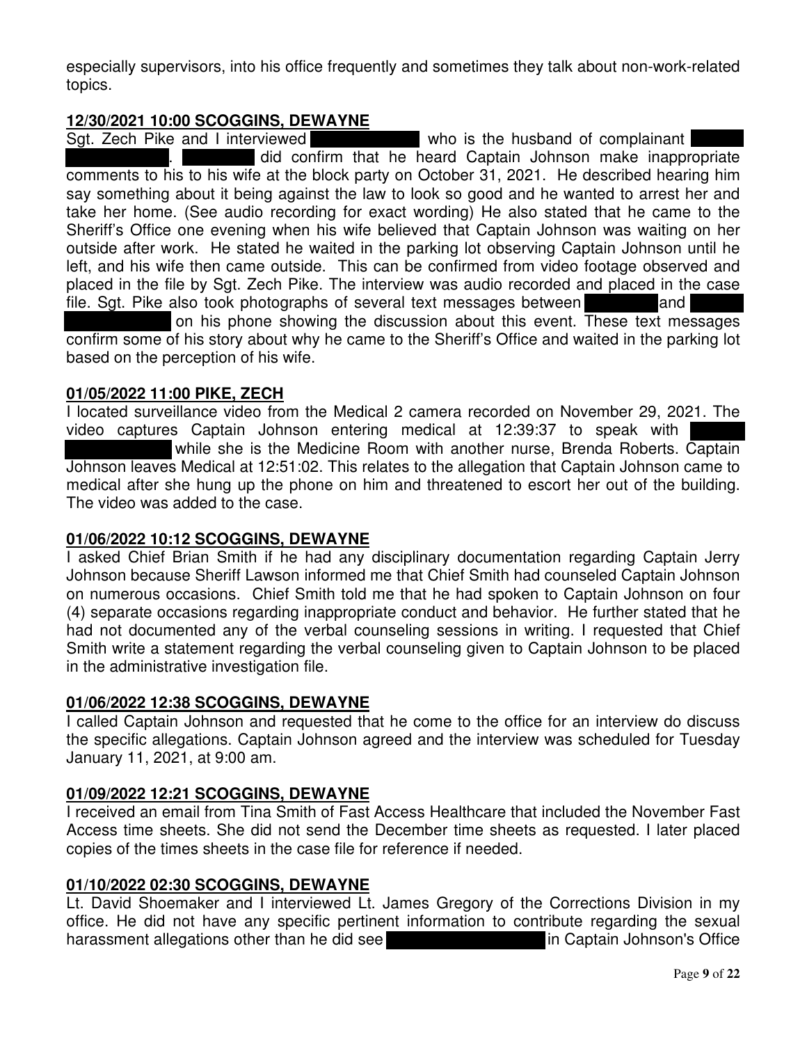especially supervisors, into his office frequently and sometimes they talk about non-work-related topics.

**12/30/2021 10:00 SCOGGINS, DEWAYNE**

Sgt. Zech Pike and I interviewed [REDACTED] who is the husband of complainant [REDACTED]. [REDACTED] did confirm that he heard Captain Johnson make inappropriate comments to his to his wife at the block party on October 31, 2021. He described hearing him say something about it being against the law to look so good and he wanted to arrest her and take her home. (See audio recording for exact wording) He also stated that he came to the Sheriff's Office one evening when his wife believed that Captain Johnson was waiting on her outside after work. He stated he waited in the parking lot observing Captain Johnson until he left, and his wife then came outside. This can be confirmed from video footage observed and placed in the file by Sgt. Zech Pike. The interview was audio recorded and placed in the case file. Sgt. Pike also took photographs of several text messages between [REDACTED] and [REDACTED] on his phone showing the discussion about this event. These text messages confirm some of his story about why he came to the Sheriff's Office and waited in the parking lot based on the perception of his wife.

**01/05/2022 11:00 PIKE, ZECH**

I located surveillance video from the Medical 2 camera recorded on November 29, 2021. The video captures Captain Johnson entering medical at 12:39:37 to speak with [REDACTED] while she is the Medicine Room with another nurse, Brenda Roberts. Captain Johnson leaves Medical at 12:51:02. This relates to the allegation that Captain Johnson came to medical after she hung up the phone on him and threatened to escort her out of the building. The video was added to the case.

**01/06/2022 10:12 SCOGGINS, DEWAYNE**

I asked Chief Brian Smith if he had any disciplinary documentation regarding Captain Jerry Johnson because Sheriff Lawson informed me that Chief Smith had counseled Captain Johnson on numerous occasions. Chief Smith told me that he had spoken to Captain Johnson on four (4) separate occasions regarding inappropriate conduct and behavior. He further stated that he had not documented any of the verbal counseling sessions in writing. I requested that Chief Smith write a statement regarding the verbal counseling given to Captain Johnson to be placed in the administrative investigation file.

**01/06/2022 12:38 SCOGGINS, DEWAYNE**

I called Captain Johnson and requested that he come to the office for an interview do discuss the specific allegations. Captain Johnson agreed and the interview was scheduled for Tuesday January 11, 2021, at 9:00 am.

**01/09/2022 12:21 SCOGGINS, DEWAYNE**

I received an email from Tina Smith of Fast Access Healthcare that included the November Fast Access time sheets. She did not send the December time sheets as requested. I later placed copies of the times sheets in the case file for reference if needed.

**01/10/2022 02:30 SCOGGINS, DEWAYNE**

Lt. David Shoemaker and I interviewed Lt. James Gregory of the Corrections Division in my office. He did not have any specific pertinent information to contribute regarding the sexual harassment allegations other than he did see [REDACTED] in Captain Johnson's Office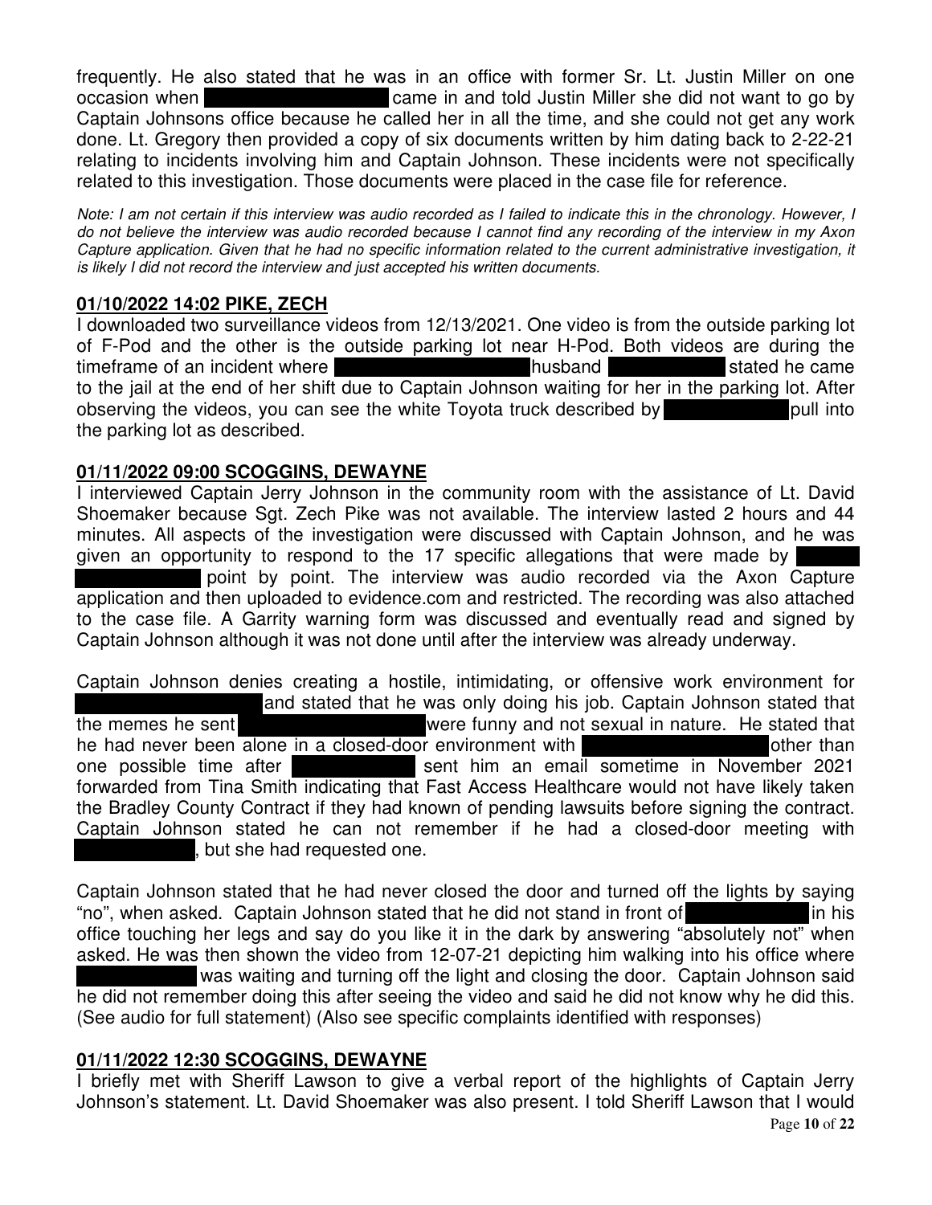frequently. He also stated that he was in an office with former Sr. Lt. Justin Miller on one occasion when [REDACTED] came in and told Justin Miller she did not want to go by Captain Johnsons office because he called her in all the time, and she could not get any work done. Lt. Gregory then provided a copy of six documents written by him dating back to 2-22-21 relating to incidents involving him and Captain Johnson. These incidents were not specifically related to this investigation. Those documents were placed in the case file for reference.

*Note: I am not certain if this interview was audio recorded as I failed to indicate this in the chronology. However, I do not believe the interview was audio recorded because I cannot find any recording of the interview in my Axon Capture application. Given that he had no specific information related to the current administrative investigation, it is likely I did not record the interview and just accepted his written documents.*

## 01/10/2022 14:02 PIKE, ZECH

I downloaded two surveillance videos from 12/13/2021. One video is from the outside parking lot of F-Pod and the other is the outside parking lot near H-Pod. Both videos are during the timeframe of an incident where [REDACTED] husband [REDACTED] stated he came to the jail at the end of her shift due to Captain Johnson waiting for her in the parking lot. After observing the videos, you can see the white Toyota truck described by [REDACTED] pull into the parking lot as described.

## 01/11/2022 09:00 SCOGGINS, DEWAYNE

I interviewed Captain Jerry Johnson in the community room with the assistance of Lt. David Shoemaker because Sgt. Zech Pike was not available. The interview lasted 2 hours and 44 minutes. All aspects of the investigation were discussed with Captain Johnson, and he was given an opportunity to respond to the 17 specific allegations that were made by [REDACTED] point by point. The interview was audio recorded via the Axon Capture application and then uploaded to evidence.com and restricted. The recording was also attached to the case file. A Garrity warning form was discussed and eventually read and signed by Captain Johnson although it was not done until after the interview was already underway.

Captain Johnson denies creating a hostile, intimidating, or offensive work environment for [REDACTED] and stated that he was only doing his job. Captain Johnson stated that the memes he sent [REDACTED] were funny and not sexual in nature. He stated that he had never been alone in a closed-door environment with [REDACTED] other than one possible time after [REDACTED] sent him an email sometime in November 2021 forwarded from Tina Smith indicating that Fast Access Healthcare would not have likely taken the Bradley County Contract if they had known of pending lawsuits before signing the contract. Captain Johnson stated he can not remember if he had a closed-door meeting with [REDACTED], but she had requested one.

Captain Johnson stated that he had never closed the door and turned off the lights by saying "no", when asked. Captain Johnson stated that he did not stand in front of [REDACTED] in his office touching her legs and say do you like it in the dark by answering "absolutely not" when asked. He was then shown the video from 12-07-21 depicting him walking into his office where [REDACTED] was waiting and turning off the light and closing the door. Captain Johnson said he did not remember doing this after seeing the video and said he did not know why he did this. (See audio for full statement) (Also see specific complaints identified with responses)

## 01/11/2022 12:30 SCOGGINS, DEWAYNE

I briefly met with Sheriff Lawson to give a verbal report of the highlights of Captain Jerry Johnson's statement. Lt. David Shoemaker was also present. I told Sheriff Lawson that I would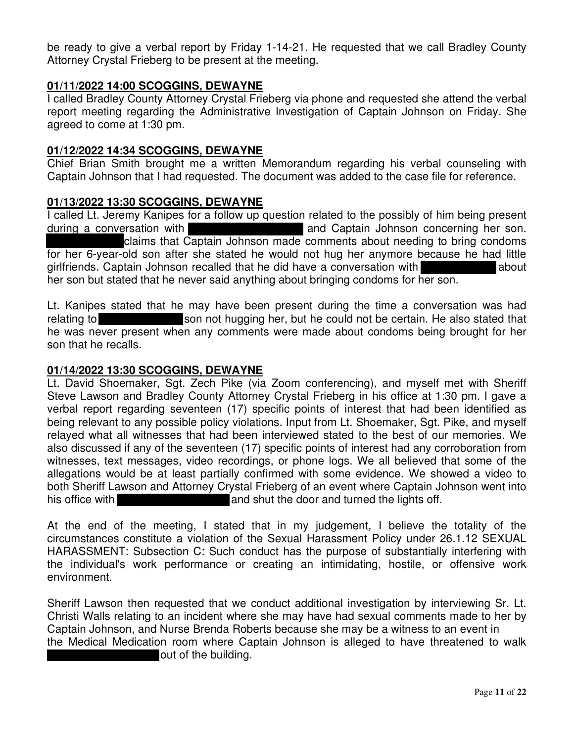be ready to give a verbal report by Friday 1-14-21. He requested that we call Bradley County Attorney Crystal Frieberg to be present at the meeting.

**01/11/2022 14:00 SCOGGINS, DEWAYNE**

I called Bradley County Attorney Crystal Frieberg via phone and requested she attend the verbal report meeting regarding the Administrative Investigation of Captain Johnson on Friday. She agreed to come at 1:30 pm.

**01/12/2022 14:34 SCOGGINS, DEWAYNE**

Chief Brian Smith brought me a written Memorandum regarding his verbal counseling with Captain Johnson that I had requested. The document was added to the case file for reference.

**01/13/2022 13:30 SCOGGINS, DEWAYNE**

I called Lt. Jeremy Kanipes for a follow up question related to the possibly of him being present during a conversation with [REDACTED] and Captain Johnson concerning her son. [REDACTED] claims that Captain Johnson made comments about needing to bring condoms for her 6-year-old son after she stated he would not hug her anymore because he had little girlfriends. Captain Johnson recalled that he did have a conversation with [REDACTED] about her son but stated that he never said anything about bringing condoms for her son.

Lt. Kanipes stated that he may have been present during the time a conversation was had relating to [REDACTED] son not hugging her, but he could not be certain. He also stated that he was never present when any comments were made about condoms being brought for her son that he recalls.

**01/14/2022 13:30 SCOGGINS, DEWAYNE**

Lt. David Shoemaker, Sgt. Zech Pike (via Zoom conferencing), and myself met with Sheriff Steve Lawson and Bradley County Attorney Crystal Frieberg in his office at 1:30 pm. I gave a verbal report regarding seventeen (17) specific points of interest that had been identified as being relevant to any possible policy violations. Input from Lt. Shoemaker, Sgt. Pike, and myself relayed what all witnesses that had been interviewed stated to the best of our memories. We also discussed if any of the seventeen (17) specific points of interest had any corroboration from witnesses, text messages, video recordings, or phone logs. We all believed that some of the allegations would be at least partially confirmed with some evidence. We showed a video to both Sheriff Lawson and Attorney Crystal Frieberg of an event where Captain Johnson went into his office with [REDACTED] and shut the door and turned the lights off.

At the end of the meeting, I stated that in my judgement, I believe the totality of the circumstances constitute a violation of the Sexual Harassment Policy under 26.1.12 SEXUAL HARASSMENT: Subsection C: Such conduct has the purpose of substantially interfering with the individual's work performance or creating an intimidating, hostile, or offensive work environment.

Sheriff Lawson then requested that we conduct additional investigation by interviewing Sr. Lt. Christi Walls relating to an incident where she may have had sexual comments made to her by Captain Johnson, and Nurse Brenda Roberts because she may be a witness to an event in the Medical Medication room where Captain Johnson is alleged to have threatened to walk [REDACTED] out of the building.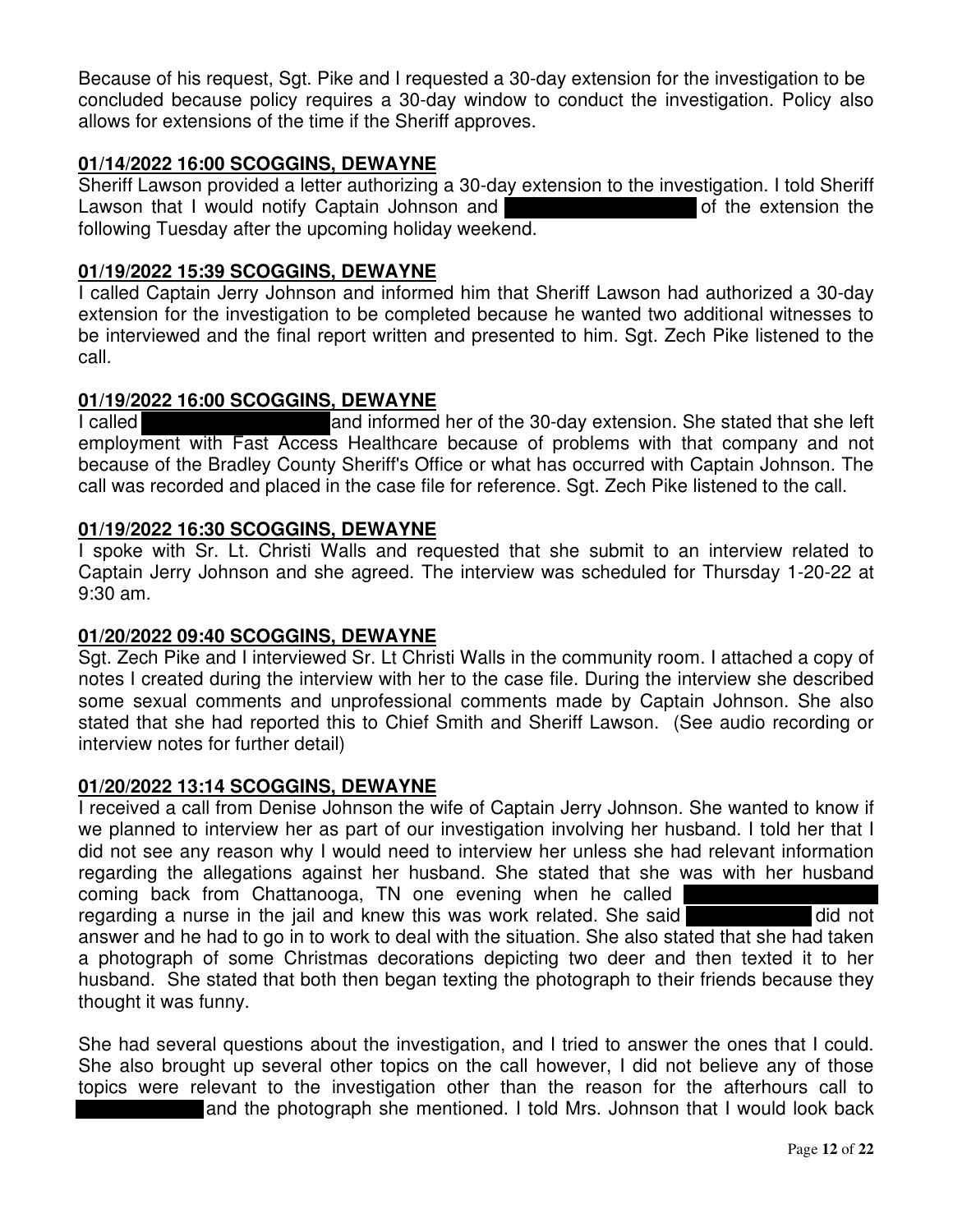Because of his request, Sgt. Pike and I requested a 30-day extension for the investigation to be concluded because policy requires a 30-day window to conduct the investigation. Policy also allows for extensions of the time if the Sheriff approves.

**01/14/2022 16:00 SCOGGINS, DEWAYNE**

Sheriff Lawson provided a letter authorizing a 30-day extension to the investigation. I told Sheriff Lawson that I would notify Captain Johnson and [REDACTED] of the extension the following Tuesday after the upcoming holiday weekend.

**01/19/2022 15:39 SCOGGINS, DEWAYNE**

I called Captain Jerry Johnson and informed him that Sheriff Lawson had authorized a 30-day extension for the investigation to be completed because he wanted two additional witnesses to be interviewed and the final report written and presented to him. Sgt. Zech Pike listened to the call.

**01/19/2022 16:00 SCOGGINS, DEWAYNE**

I called [REDACTED] and informed her of the 30-day extension. She stated that she left employment with Fast Access Healthcare because of problems with that company and not because of the Bradley County Sheriff's Office or what has occurred with Captain Johnson. The call was recorded and placed in the case file for reference. Sgt. Zech Pike listened to the call.

**01/19/2022 16:30 SCOGGINS, DEWAYNE**

I spoke with Sr. Lt. Christi Walls and requested that she submit to an interview related to Captain Jerry Johnson and she agreed. The interview was scheduled for Thursday 1-20-22 at 9:30 am.

**01/20/2022 09:40 SCOGGINS, DEWAYNE**

Sgt. Zech Pike and I interviewed Sr. Lt Christi Walls in the community room. I attached a copy of notes I created during the interview with her to the case file. During the interview she described some sexual comments and unprofessional comments made by Captain Johnson. She also stated that she had reported this to Chief Smith and Sheriff Lawson. (See audio recording or interview notes for further detail)

**01/20/2022 13:14 SCOGGINS, DEWAYNE**

I received a call from Denise Johnson the wife of Captain Jerry Johnson. She wanted to know if we planned to interview her as part of our investigation involving her husband. I told her that I did not see any reason why I would need to interview her unless she had relevant information regarding the allegations against her husband. She stated that she was with her husband coming back from Chattanooga, TN one evening when he called [REDACTED] regarding a nurse in the jail and knew this was work related. She said [REDACTED] did not answer and he had to go in to work to deal with the situation. She also stated that she had taken a photograph of some Christmas decorations depicting two deer and then texted it to her husband. She stated that both then began texting the photograph to their friends because they thought it was funny.

She had several questions about the investigation, and I tried to answer the ones that I could. She also brought up several other topics on the call however, I did not believe any of those topics were relevant to the investigation other than the reason for the afterhours call to [REDACTED] and the photograph she mentioned. I told Mrs. Johnson that I would look back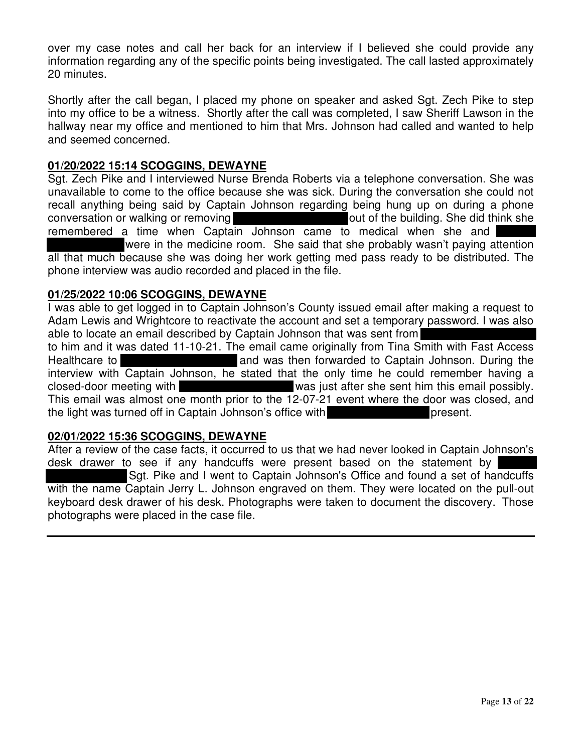over my case notes and call her back for an interview if I believed she could provide any information regarding any of the specific points being investigated. The call lasted approximately 20 minutes.

Shortly after the call began, I placed my phone on speaker and asked Sgt. Zech Pike to step into my office to be a witness. Shortly after the call was completed, I saw Sheriff Lawson in the hallway near my office and mentioned to him that Mrs. Johnson had called and wanted to help and seemed concerned.

**01/20/2022 15:14 SCOGGINS, DEWAYNE**

Sgt. Zech Pike and I interviewed Nurse Brenda Roberts via a telephone conversation. She was unavailable to come to the office because she was sick. During the conversation she could not recall anything being said by Captain Johnson regarding being hung up on during a phone conversation or walking or removing [REDACTED] out of the building. She did think she remembered a time when Captain Johnson came to medical when she and [REDACTED] were in the medicine room. She said that she probably wasn't paying attention all that much because she was doing her work getting med pass ready to be distributed. The phone interview was audio recorded and placed in the file.

**01/25/2022 10:06 SCOGGINS, DEWAYNE**

I was able to get logged in to Captain Johnson's County issued email after making a request to Adam Lewis and Wrightcore to reactivate the account and set a temporary password. I was also able to locate an email described by Captain Johnson that was sent from [REDACTED] to him and it was dated 11-10-21. The email came originally from Tina Smith with Fast Access Healthcare to [REDACTED] and was then forwarded to Captain Johnson. During the interview with Captain Johnson, he stated that the only time he could remember having a closed-door meeting with [REDACTED] was just after she sent him this email possibly. This email was almost one month prior to the 12-07-21 event where the door was closed, and the light was turned off in Captain Johnson's office with [REDACTED] present.

**02/01/2022 15:36 SCOGGINS, DEWAYNE**

After a review of the case facts, it occurred to us that we had never looked in Captain Johnson's desk drawer to see if any handcuffs were present based on the statement by [REDACTED] Sgt. Pike and I went to Captain Johnson's Office and found a set of handcuffs with the name Captain Jerry L. Johnson engraved on them. They were located on the pull-out keyboard desk drawer of his desk. Photographs were taken to document the discovery. Those photographs were placed in the case file.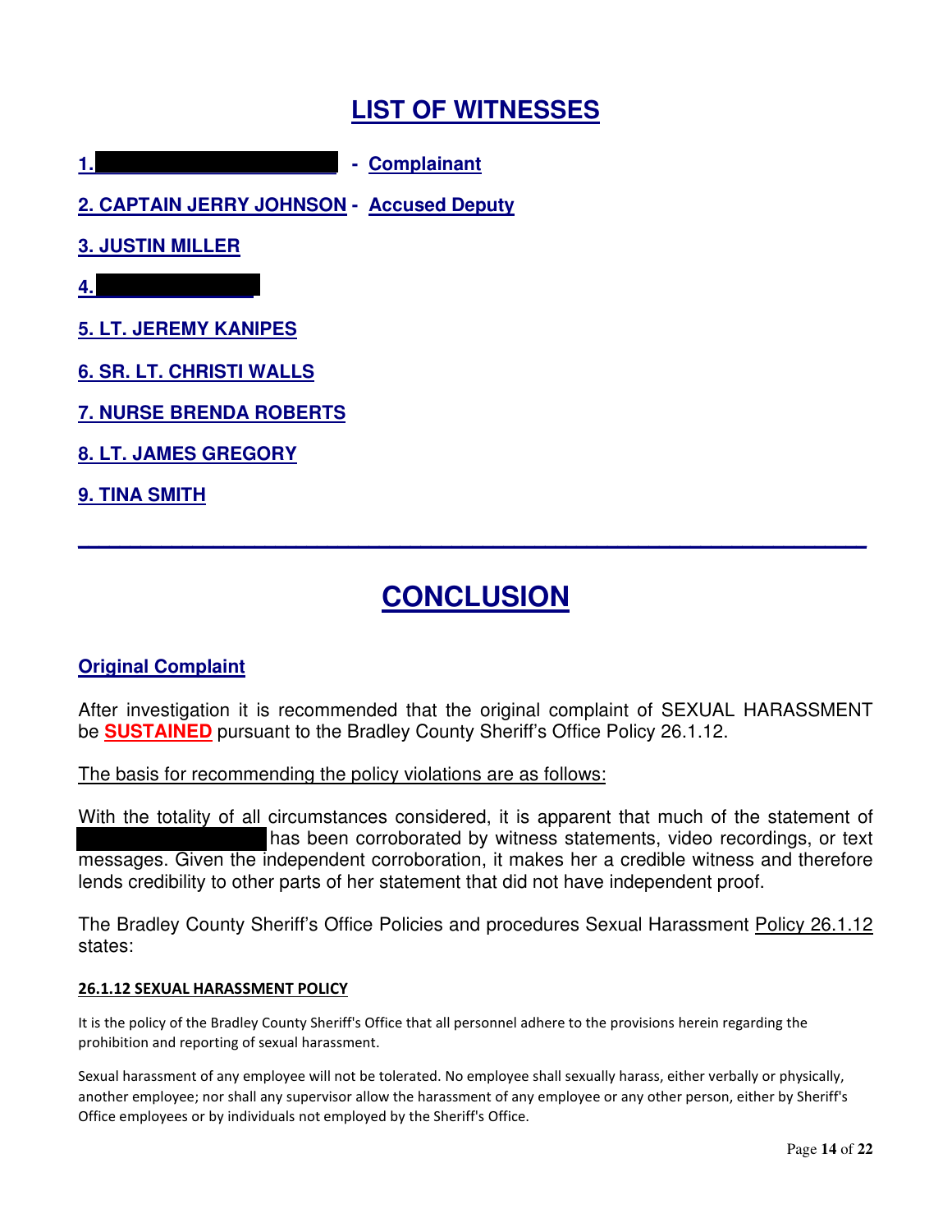## LIST OF WITNESSES

1. [REDACTED] - Complainant
2. CAPTAIN JERRY JOHNSON - Accused Deputy
3. JUSTIN MILLER
4. [REDACTED]
5. LT. JEREMY KANIPES
6. SR. LT. CHRISTI WALLS
7. NURSE BRENDA ROBERTS
8. LT. JAMES GREGORY
9. TINA SMITH

---

## CONCLUSION

### Original Complaint

After investigation it is recommended that the original complaint of SEXUAL HARASSMENT be **SUSTAINED** pursuant to the Bradley County Sheriff's Office Policy 26.1.12.

The basis for recommending the policy violations are as follows:

With the totality of all circumstances considered, it is apparent that much of the statement of [REDACTED] has been corroborated by witness statements, video recordings, or text messages. Given the independent corroboration, it makes her a credible witness and therefore lends credibility to other parts of her statement that did not have independent proof.

The Bradley County Sheriff's Office Policies and procedures Sexual Harassment Policy 26.1.12 states:

**26.1.12 SEXUAL HARASSMENT POLICY**

It is the policy of the Bradley County Sheriff's Office that all personnel adhere to the provisions herein regarding the prohibition and reporting of sexual harassment.

Sexual harassment of any employee will not be tolerated. No employee shall sexually harass, either verbally or physically, another employee; nor shall any supervisor allow the harassment of any employee or any other person, either by Sheriff's Office employees or by individuals not employed by the Sheriff's Office.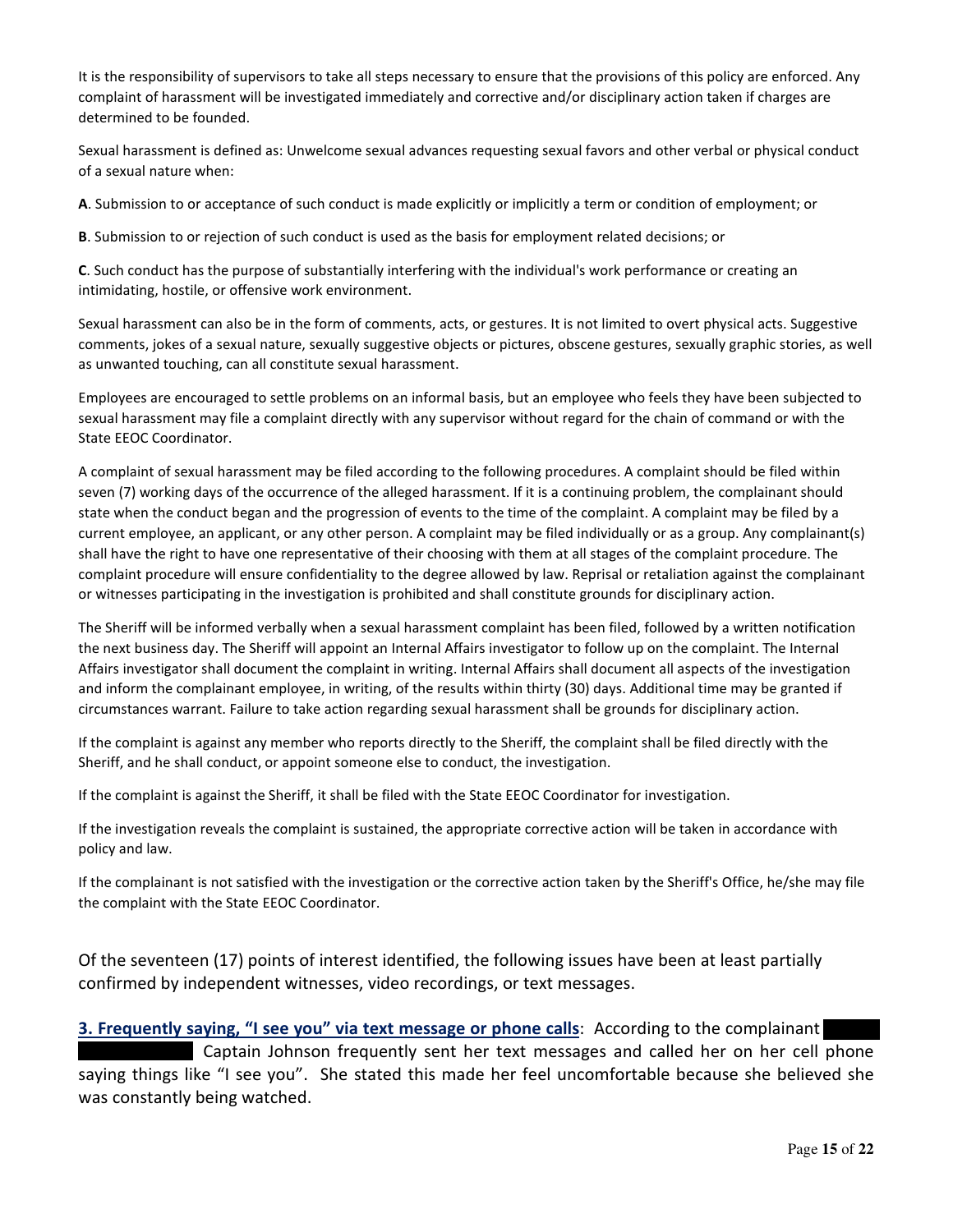It is the responsibility of supervisors to take all steps necessary to ensure that the provisions of this policy are enforced. Any complaint of harassment will be investigated immediately and corrective and/or disciplinary action taken if charges are determined to be founded.

Sexual harassment is defined as: Unwelcome sexual advances requesting sexual favors and other verbal or physical conduct of a sexual nature when:

**A**. Submission to or acceptance of such conduct is made explicitly or implicitly a term or condition of employment; or

**B**. Submission to or rejection of such conduct is used as the basis for employment related decisions; or

**C**. Such conduct has the purpose of substantially interfering with the individual's work performance or creating an intimidating, hostile, or offensive work environment.

Sexual harassment can also be in the form of comments, acts, or gestures. It is not limited to overt physical acts. Suggestive comments, jokes of a sexual nature, sexually suggestive objects or pictures, obscene gestures, sexually graphic stories, as well as unwanted touching, can all constitute sexual harassment.

Employees are encouraged to settle problems on an informal basis, but an employee who feels they have been subjected to sexual harassment may file a complaint directly with any supervisor without regard for the chain of command or with the State EEOC Coordinator.

A complaint of sexual harassment may be filed according to the following procedures. A complaint should be filed within seven (7) working days of the occurrence of the alleged harassment. If it is a continuing problem, the complainant should state when the conduct began and the progression of events to the time of the complaint. A complaint may be filed by a current employee, an applicant, or any other person. A complaint may be filed individually or as a group. Any complainant(s) shall have the right to have one representative of their choosing with them at all stages of the complaint procedure. The complaint procedure will ensure confidentiality to the degree allowed by law. Reprisal or retaliation against the complainant or witnesses participating in the investigation is prohibited and shall constitute grounds for disciplinary action.

The Sheriff will be informed verbally when a sexual harassment complaint has been filed, followed by a written notification the next business day. The Sheriff will appoint an Internal Affairs investigator to follow up on the complaint. The Internal Affairs investigator shall document the complaint in writing. Internal Affairs shall document all aspects of the investigation and inform the complainant employee, in writing, of the results within thirty (30) days. Additional time may be granted if circumstances warrant. Failure to take action regarding sexual harassment shall be grounds for disciplinary action.

If the complaint is against any member who reports directly to the Sheriff, the complaint shall be filed directly with the Sheriff, and he shall conduct, or appoint someone else to conduct, the investigation.

If the complaint is against the Sheriff, it shall be filed with the State EEOC Coordinator for investigation.

If the investigation reveals the complaint is sustained, the appropriate corrective action will be taken in accordance with policy and law.

If the complainant is not satisfied with the investigation or the corrective action taken by the Sheriff's Office, he/she may file the complaint with the State EEOC Coordinator.

Of the seventeen (17) points of interest identified, the following issues have been at least partially confirmed by independent witnesses, video recordings, or text messages.

**3. Frequently saying, "I see you" via text message or phone calls**: According to the complainant [REDACTED] Captain Johnson frequently sent her text messages and called her on her cell phone saying things like "I see you". She stated this made her feel uncomfortable because she believed she was constantly being watched.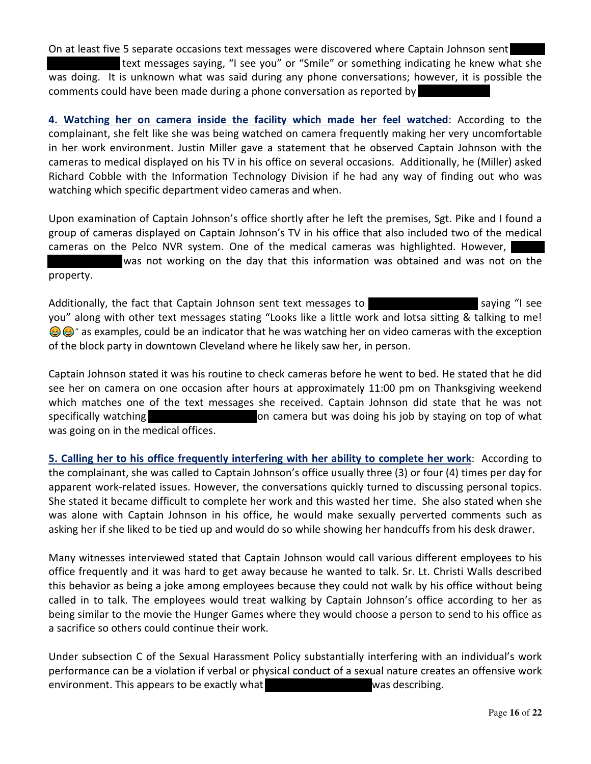On at least five 5 separate occasions text messages were discovered where Captain Johnson sent ██████ text messages saying, "I see you" or "Smile" or something indicating he knew what she was doing. It is unknown what was said during any phone conversations; however, it is possible the comments could have been made during a phone conversation as reported by ██████

**4. Watching her on camera inside the facility which made her feel watched**: According to the complainant, she felt like she was being watched on camera frequently making her very uncomfortable in her work environment. Justin Miller gave a statement that he observed Captain Johnson with the cameras to medical displayed on his TV in his office on several occasions. Additionally, he (Miller) asked Richard Cobble with the Information Technology Division if he had any way of finding out who was watching which specific department video cameras and when.

Upon examination of Captain Johnson's office shortly after he left the premises, Sgt. Pike and I found a group of cameras displayed on Captain Johnson's TV in his office that also included two of the medical cameras on the Pelco NVR system. One of the medical cameras was highlighted. However, ██████ was not working on the day that this information was obtained and was not on the property.

Additionally, the fact that Captain Johnson sent text messages to ██████ saying "I see you" along with other text messages stating "Looks like a little work and lotsa sitting & talking to me! 😂😂" as examples, could be an indicator that he was watching her on video cameras with the exception of the block party in downtown Cleveland where he likely saw her, in person.

Captain Johnson stated it was his routine to check cameras before he went to bed. He stated that he did see her on camera on one occasion after hours at approximately 11:00 pm on Thanksgiving weekend which matches one of the text messages she received. Captain Johnson did state that he was not specifically watching ██████ on camera but was doing his job by staying on top of what was going on in the medical offices.

**5. Calling her to his office frequently interfering with her ability to complete her work**: According to the complainant, she was called to Captain Johnson's office usually three (3) or four (4) times per day for apparent work-related issues. However, the conversations quickly turned to discussing personal topics. She stated it became difficult to complete her work and this wasted her time. She also stated when she was alone with Captain Johnson in his office, he would make sexually perverted comments such as asking her if she liked to be tied up and would do so while showing her handcuffs from his desk drawer.

Many witnesses interviewed stated that Captain Johnson would call various different employees to his office frequently and it was hard to get away because he wanted to talk. Sr. Lt. Christi Walls described this behavior as being a joke among employees because they could not walk by his office without being called in to talk. The employees would treat walking by Captain Johnson's office according to her as being similar to the movie the Hunger Games where they would choose a person to send to his office as a sacrifice so others could continue their work.

Under subsection C of the Sexual Harassment Policy substantially interfering with an individual's work performance can be a violation if verbal or physical conduct of a sexual nature creates an offensive work environment. This appears to be exactly what ██████ was describing.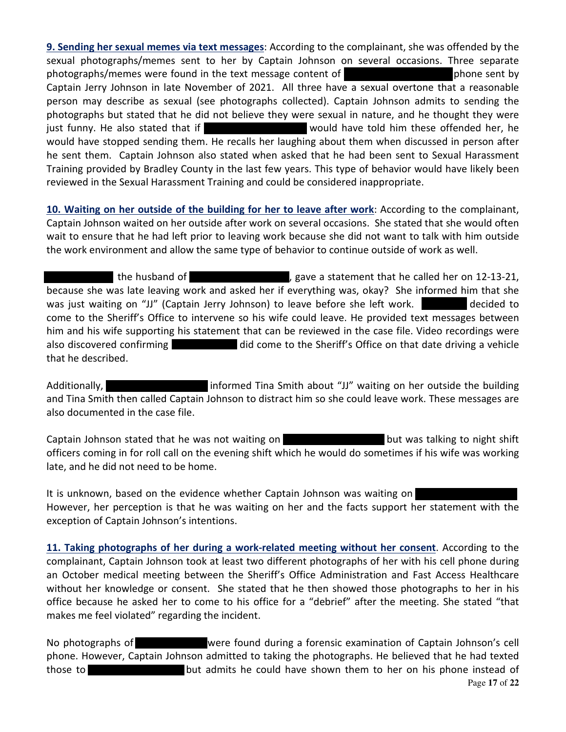**9. Sending her sexual memes via text messages**: According to the complainant, she was offended by the sexual photographs/memes sent to her by Captain Johnson on several occasions. Three separate photographs/memes were found in the text message content of ██████████ phone sent by Captain Jerry Johnson in late November of 2021. All three have a sexual overtone that a reasonable person may describe as sexual (see photographs collected). Captain Johnson admits to sending the photographs but stated that he did not believe they were sexual in nature, and he thought they were just funny. He also stated that if ██████████ would have told him these offended her, he would have stopped sending them. He recalls her laughing about them when discussed in person after he sent them. Captain Johnson also stated when asked that he had been sent to Sexual Harassment Training provided by Bradley County in the last few years. This type of behavior would have likely been reviewed in the Sexual Harassment Training and could be considered inappropriate.

**10. Waiting on her outside of the building for her to leave after work**: According to the complainant, Captain Johnson waited on her outside after work on several occasions. She stated that she would often wait to ensure that he had left prior to leaving work because she did not want to talk with him outside the work environment and allow the same type of behavior to continue outside of work as well.

██████ the husband of ██████████, gave a statement that he called her on 12-13-21, because she was late leaving work and asked her if everything was, okay? She informed him that she was just waiting on "JJ" (Captain Jerry Johnson) to leave before she left work. ████ decided to come to the Sheriff's Office to intervene so his wife could leave. He provided text messages between him and his wife supporting his statement that can be reviewed in the case file. Video recordings were also discovered confirming ██████ did come to the Sheriff's Office on that date driving a vehicle that he described.

Additionally, ██████████ informed Tina Smith about "JJ" waiting on her outside the building and Tina Smith then called Captain Johnson to distract him so she could leave work. These messages are also documented in the case file.

Captain Johnson stated that he was not waiting on ██████████ but was talking to night shift officers coming in for roll call on the evening shift which he would do sometimes if his wife was working late, and he did not need to be home.

It is unknown, based on the evidence whether Captain Johnson was waiting on ██████████. However, her perception is that he was waiting on her and the facts support her statement with the exception of Captain Johnson's intentions.

**11. Taking photographs of her during a work-related meeting without her consent**. According to the complainant, Captain Johnson took at least two different photographs of her with his cell phone during an October medical meeting between the Sheriff's Office Administration and Fast Access Healthcare without her knowledge or consent. She stated that he then showed those photographs to her in his office because he asked her to come to his office for a "debrief" after the meeting. She stated "that makes me feel violated" regarding the incident.

No photographs of ███████ were found during a forensic examination of Captain Johnson's cell phone. However, Captain Johnson admitted to taking the photographs. He believed that he had texted those to ██████████ but admits he could have shown them to her on his phone instead of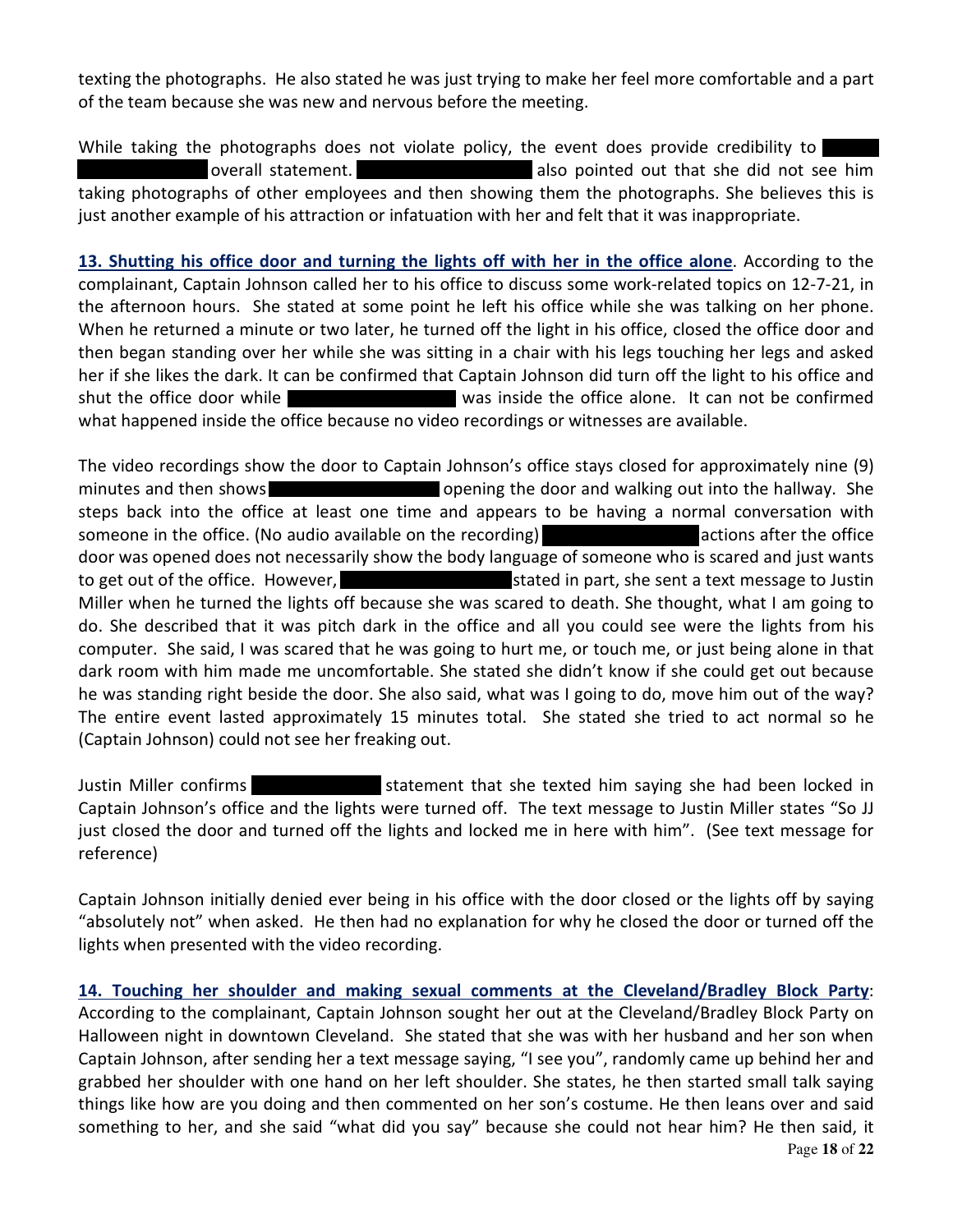texting the photographs. He also stated he was just trying to make her feel more comfortable and a part of the team because she was new and nervous before the meeting.

While taking the photographs does not violate policy, the event does provide credibility to [REDACTED] overall statement. [REDACTED] also pointed out that she did not see him taking photographs of other employees and then showing them the photographs. She believes this is just another example of his attraction or infatuation with her and felt that it was inappropriate.

**13. Shutting his office door and turning the lights off with her in the office alone**. According to the complainant, Captain Johnson called her to his office to discuss some work-related topics on 12-7-21, in the afternoon hours. She stated at some point he left his office while she was talking on her phone. When he returned a minute or two later, he turned off the light in his office, closed the office door and then began standing over her while she was sitting in a chair with his legs touching her legs and asked her if she likes the dark. It can be confirmed that Captain Johnson did turn off the light to his office and shut the office door while [REDACTED] was inside the office alone. It can not be confirmed what happened inside the office because no video recordings or witnesses are available.

The video recordings show the door to Captain Johnson's office stays closed for approximately nine (9) minutes and then shows [REDACTED] opening the door and walking out into the hallway. She steps back into the office at least one time and appears to be having a normal conversation with someone in the office. (No audio available on the recording) [REDACTED] actions after the office door was opened does not necessarily show the body language of someone who is scared and just wants to get out of the office. However, [REDACTED] stated in part, she sent a text message to Justin Miller when he turned the lights off because she was scared to death. She thought, what I am going to do. She described that it was pitch dark in the office and all you could see were the lights from his computer. She said, I was scared that he was going to hurt me, or touch me, or just being alone in that dark room with him made me uncomfortable. She stated she didn't know if she could get out because he was standing right beside the door. She also said, what was I going to do, move him out of the way? The entire event lasted approximately 15 minutes total. She stated she tried to act normal so he (Captain Johnson) could not see her freaking out.

Justin Miller confirms [REDACTED] statement that she texted him saying she had been locked in Captain Johnson's office and the lights were turned off. The text message to Justin Miller states "So JJ just closed the door and turned off the lights and locked me in here with him". (See text message for reference)

Captain Johnson initially denied ever being in his office with the door closed or the lights off by saying "absolutely not" when asked. He then had no explanation for why he closed the door or turned off the lights when presented with the video recording.

**14. Touching her shoulder and making sexual comments at the Cleveland/Bradley Block Party**: According to the complainant, Captain Johnson sought her out at the Cleveland/Bradley Block Party on Halloween night in downtown Cleveland. She stated that she was with her husband and her son when Captain Johnson, after sending her a text message saying, "I see you", randomly came up behind her and grabbed her shoulder with one hand on her left shoulder. She states, he then started small talk saying things like how are you doing and then commented on her son's costume. He then leans over and said something to her, and she said "what did you say" because she could not hear him? He then said, it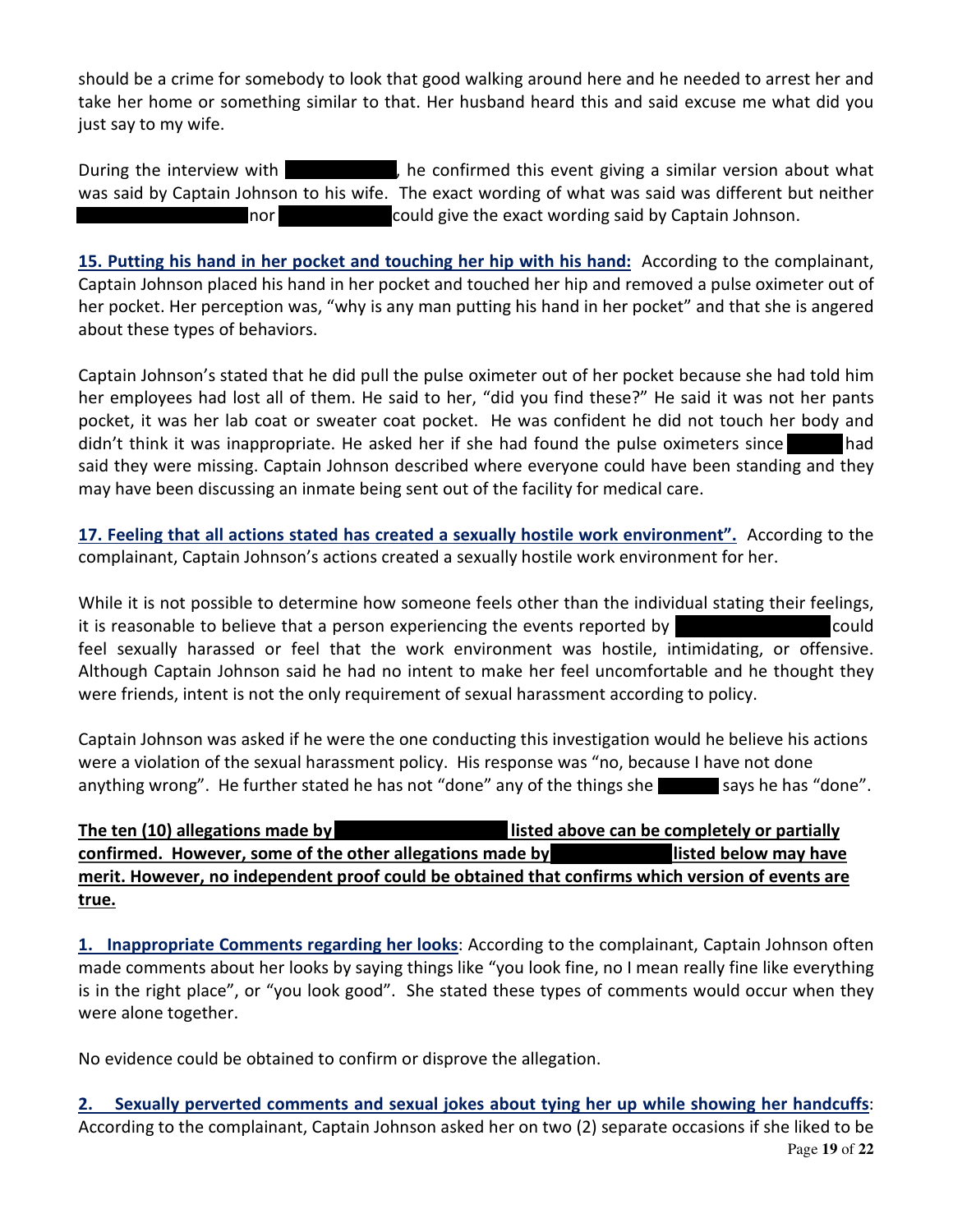should be a crime for somebody to look that good walking around here and he needed to arrest her and take her home or something similar to that. Her husband heard this and said excuse me what did you just say to my wife.

During the interview with ██████████, he confirmed this event giving a similar version about what was said by Captain Johnson to his wife. The exact wording of what was said was different but neither ██████████████ nor ██████████ could give the exact wording said by Captain Johnson.

**15. Putting his hand in her pocket and touching her hip with his hand:** According to the complainant, Captain Johnson placed his hand in her pocket and touched her hip and removed a pulse oximeter out of her pocket. Her perception was, "why is any man putting his hand in her pocket" and that she is angered about these types of behaviors.

Captain Johnson's stated that he did pull the pulse oximeter out of her pocket because she had told him her employees had lost all of them. He said to her, "did you find these?" He said it was not her pants pocket, it was her lab coat or sweater coat pocket. He was confident he did not touch her body and didn't think it was inappropriate. He asked her if she had found the pulse oximeters since █████ had said they were missing. Captain Johnson described where everyone could have been standing and they may have been discussing an inmate being sent out of the facility for medical care.

**17. Feeling that all actions stated has created a sexually hostile work environment".** According to the complainant, Captain Johnson's actions created a sexually hostile work environment for her.

While it is not possible to determine how someone feels other than the individual stating their feelings, it is reasonable to believe that a person experiencing the events reported by ██████████████ could feel sexually harassed or feel that the work environment was hostile, intimidating, or offensive. Although Captain Johnson said he had no intent to make her feel uncomfortable and he thought they were friends, intent is not the only requirement of sexual harassment according to policy.

Captain Johnson was asked if he were the one conducting this investigation would he believe his actions were a violation of the sexual harassment policy. His response was "no, because I have not done anything wrong". He further stated he has not "done" any of the things she █████ says he has "done".

**The ten (10) allegations made by ██████████████ listed above can be completely or partially confirmed. However, some of the other allegations made by ██████████ listed below may have merit. However, no independent proof could be obtained that confirms which version of events are true.**

**1. Inappropriate Comments regarding her looks**: According to the complainant, Captain Johnson often made comments about her looks by saying things like "you look fine, no I mean really fine like everything is in the right place", or "you look good". She stated these types of comments would occur when they were alone together.

No evidence could be obtained to confirm or disprove the allegation.

**2. Sexually perverted comments and sexual jokes about tying her up while showing her handcuffs**: According to the complainant, Captain Johnson asked her on two (2) separate occasions if she liked to be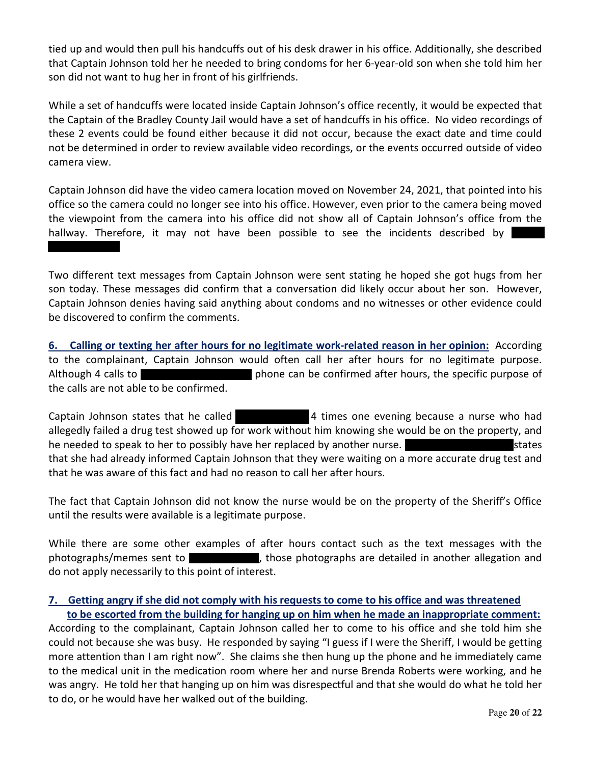tied up and would then pull his handcuffs out of his desk drawer in his office. Additionally, she described that Captain Johnson told her he needed to bring condoms for her 6-year-old son when she told him her son did not want to hug her in front of his girlfriends.

While a set of handcuffs were located inside Captain Johnson's office recently, it would be expected that the Captain of the Bradley County Jail would have a set of handcuffs in his office. No video recordings of these 2 events could be found either because it did not occur, because the exact date and time could not be determined in order to review available video recordings, or the events occurred outside of video camera view.

Captain Johnson did have the video camera location moved on November 24, 2021, that pointed into his office so the camera could no longer see into his office. However, even prior to the camera being moved the viewpoint from the camera into his office did not show all of Captain Johnson's office from the hallway. Therefore, it may not have been possible to see the incidents described by [REDACTED]

Two different text messages from Captain Johnson were sent stating he hoped she got hugs from her son today. These messages did confirm that a conversation did likely occur about her son. However, Captain Johnson denies having said anything about condoms and no witnesses or other evidence could be discovered to confirm the comments.

**6. Calling or texting her after hours for no legitimate work-related reason in her opinion:** According to the complainant, Captain Johnson would often call her after hours for no legitimate purpose. Although 4 calls to [REDACTED] phone can be confirmed after hours, the specific purpose of the calls are not able to be confirmed.

Captain Johnson states that he called [REDACTED] 4 times one evening because a nurse who had allegedly failed a drug test showed up for work without him knowing she would be on the property, and he needed to speak to her to possibly have her replaced by another nurse. [REDACTED] states that she had already informed Captain Johnson that they were waiting on a more accurate drug test and that he was aware of this fact and had no reason to call her after hours.

The fact that Captain Johnson did not know the nurse would be on the property of the Sheriff's Office until the results were available is a legitimate purpose.

While there are some other examples of after hours contact such as the text messages with the photographs/memes sent to [REDACTED], those photographs are detailed in another allegation and do not apply necessarily to this point of interest.

**7. Getting angry if she did not comply with his requests to come to his office and was threatened to be escorted from the building for hanging up on him when he made an inappropriate comment:** According to the complainant, Captain Johnson called her to come to his office and she told him she could not because she was busy. He responded by saying "I guess if I were the Sheriff, I would be getting more attention than I am right now". She claims she then hung up the phone and he immediately came to the medical unit in the medication room where her and nurse Brenda Roberts were working, and he was angry. He told her that hanging up on him was disrespectful and that she would do what he told her to do, or he would have her walked out of the building.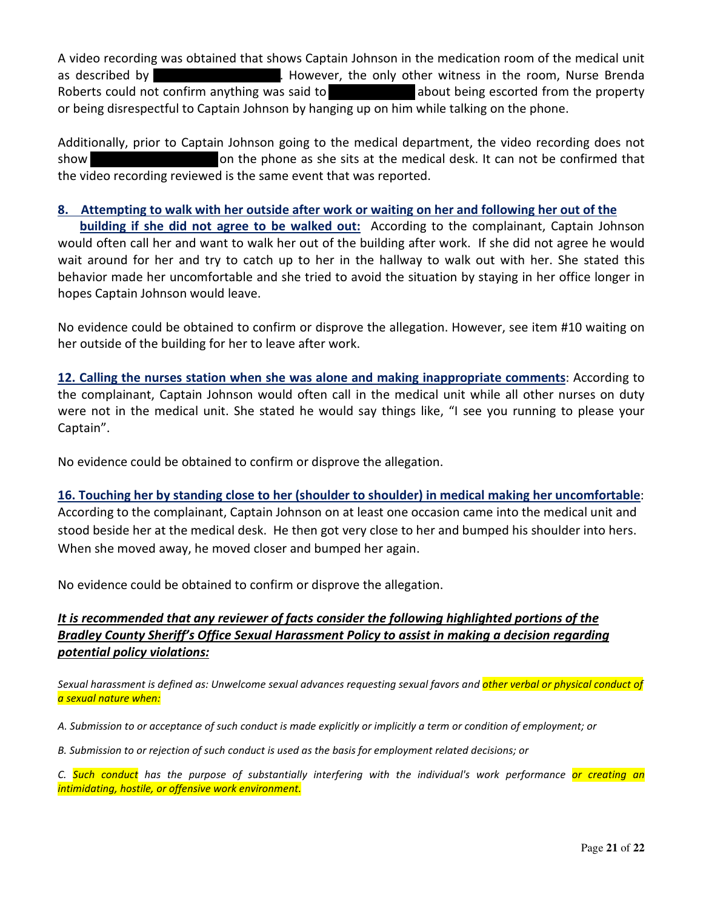A video recording was obtained that shows Captain Johnson in the medication room of the medical unit as described by ██████████. However, the only other witness in the room, Nurse Brenda Roberts could not confirm anything was said to ██████████ about being escorted from the property or being disrespectful to Captain Johnson by hanging up on him while talking on the phone.

Additionally, prior to Captain Johnson going to the medical department, the video recording does not show ██████████ on the phone as she sits at the medical desk. It can not be confirmed that the video recording reviewed is the same event that was reported.

**8. Attempting to walk with her outside after work or waiting on her and following her out of the building if she did not agree to be walked out:** According to the complainant, Captain Johnson would often call her and want to walk her out of the building after work. If she did not agree he would wait around for her and try to catch up to her in the hallway to walk out with her. She stated this behavior made her uncomfortable and she tried to avoid the situation by staying in her office longer in hopes Captain Johnson would leave.

No evidence could be obtained to confirm or disprove the allegation. However, see item #10 waiting on her outside of the building for her to leave after work.

**12. Calling the nurses station when she was alone and making inappropriate comments**: According to the complainant, Captain Johnson would often call in the medical unit while all other nurses on duty were not in the medical unit. She stated he would say things like, "I see you running to please your Captain".

No evidence could be obtained to confirm or disprove the allegation.

**16. Touching her by standing close to her (shoulder to shoulder) in medical making her uncomfortable**: According to the complainant, Captain Johnson on at least one occasion came into the medical unit and stood beside her at the medical desk. He then got very close to her and bumped his shoulder into hers. When she moved away, he moved closer and bumped her again.

No evidence could be obtained to confirm or disprove the allegation.

***It is recommended that any reviewer of facts consider the following highlighted portions of the Bradley County Sheriff's Office Sexual Harassment Policy to assist in making a decision regarding potential policy violations:***

*Sexual harassment is defined as: Unwelcome sexual advances requesting sexual favors and other verbal or physical conduct of a sexual nature when:*

*A. Submission to or acceptance of such conduct is made explicitly or implicitly a term or condition of employment; or*

*B. Submission to or rejection of such conduct is used as the basis for employment related decisions; or*

*C. Such conduct has the purpose of substantially interfering with the individual's work performance or creating an intimidating, hostile, or offensive work environment.*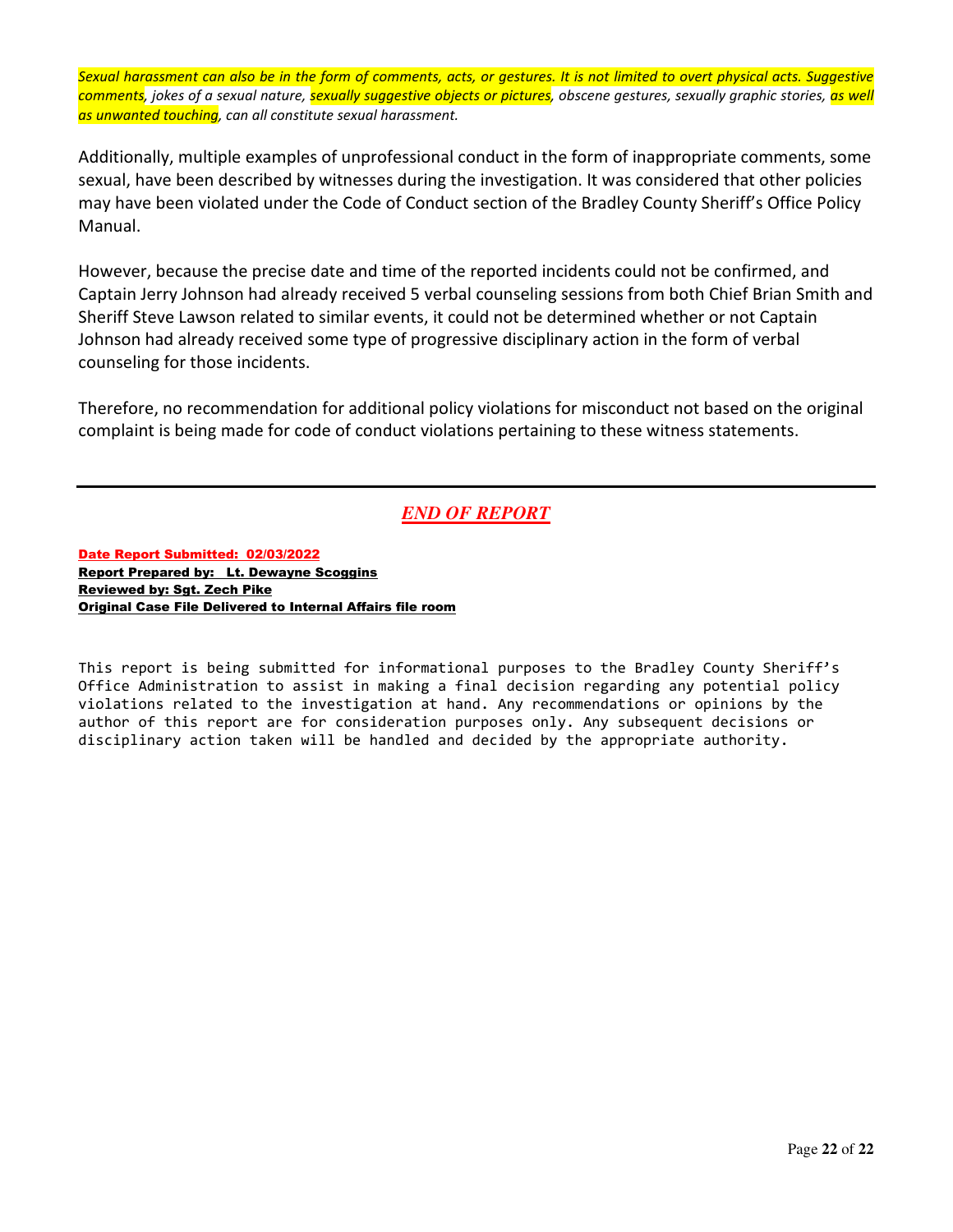*Sexual harassment can also be in the form of comments, acts, or gestures. It is not limited to overt physical acts. Suggestive comments, jokes of a sexual nature, sexually suggestive objects or pictures, obscene gestures, sexually graphic stories, as well as unwanted touching, can all constitute sexual harassment.*

Additionally, multiple examples of unprofessional conduct in the form of inappropriate comments, some sexual, have been described by witnesses during the investigation. It was considered that other policies may have been violated under the Code of Conduct section of the Bradley County Sheriff's Office Policy Manual.

However, because the precise date and time of the reported incidents could not be confirmed, and Captain Jerry Johnson had already received 5 verbal counseling sessions from both Chief Brian Smith and Sheriff Steve Lawson related to similar events, it could not be determined whether or not Captain Johnson had already received some type of progressive disciplinary action in the form of verbal counseling for those incidents.

Therefore, no recommendation for additional policy violations for misconduct not based on the original complaint is being made for code of conduct violations pertaining to these witness statements.

---

***END OF REPORT***

**Date Report Submitted: 02/03/2022**
**Report Prepared by: Lt. Dewayne Scoggins**
**Reviewed by: Sgt. Zech Pike**
**Original Case File Delivered to Internal Affairs file room**

This report is being submitted for informational purposes to the Bradley County Sheriff's Office Administration to assist in making a final decision regarding any potential policy violations related to the investigation at hand. Any recommendations or opinions by the author of this report are for consideration purposes only. Any subsequent decisions or disciplinary action taken will be handled and decided by the appropriate authority.